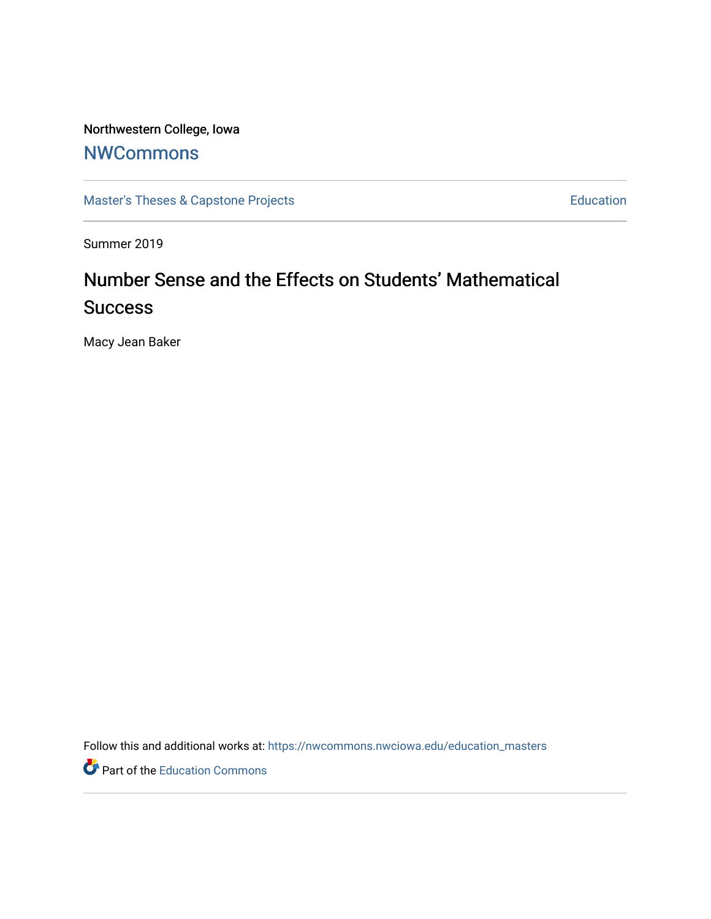Northwestern College, Iowa

NWCommons

Master's Theses & Capstone Projects | Education

Summer 2019

# Number Sense and the Effects on Students' Mathematical Success

Macy Jean Baker

Follow this and additional works at: https://nwcommons.nwciowa.edu/education_masters

Part of the Education Commons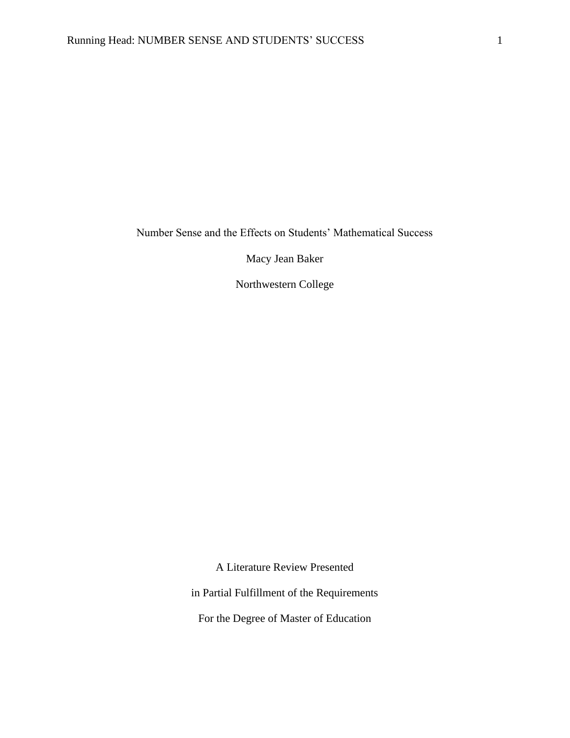Number Sense and the Effects on Students' Mathematical Success

Macy Jean Baker

Northwestern College

A Literature Review Presented

in Partial Fulfillment of the Requirements

For the Degree of Master of Education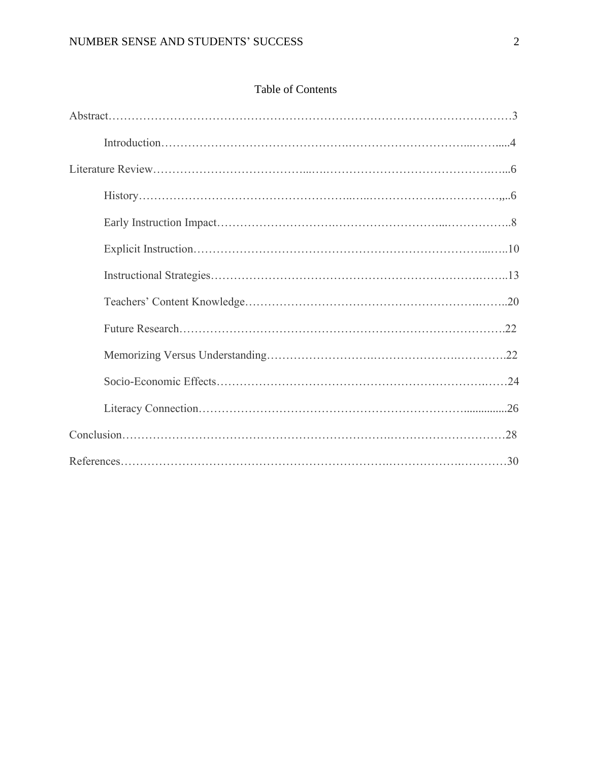# Table of Contents

Abstract……………………………………………………………………………………………3

Introduction………………………………………………………………………………….....4

Literature Review…………………………………………………………………………………6

History……………………………………………………………………………………,,..6

Early Instruction Impact……………………………………………………………………..8

Explicit Instruction…………………………………………………………………………..10

Instructional Strategies……………………………………………………………………..13

Teachers' Content Knowledge………………………………………………………………..20

Future Research…………………………………………………………………………….22

Memorizing Versus Understanding………………………………………………………….22

Socio-Economic Effects……………………………………………………………………..24

Literacy Connection………………………………………………………………...............26

Conclusion…………………………………………………………………………………………28

References…………………………………………………………………………………………30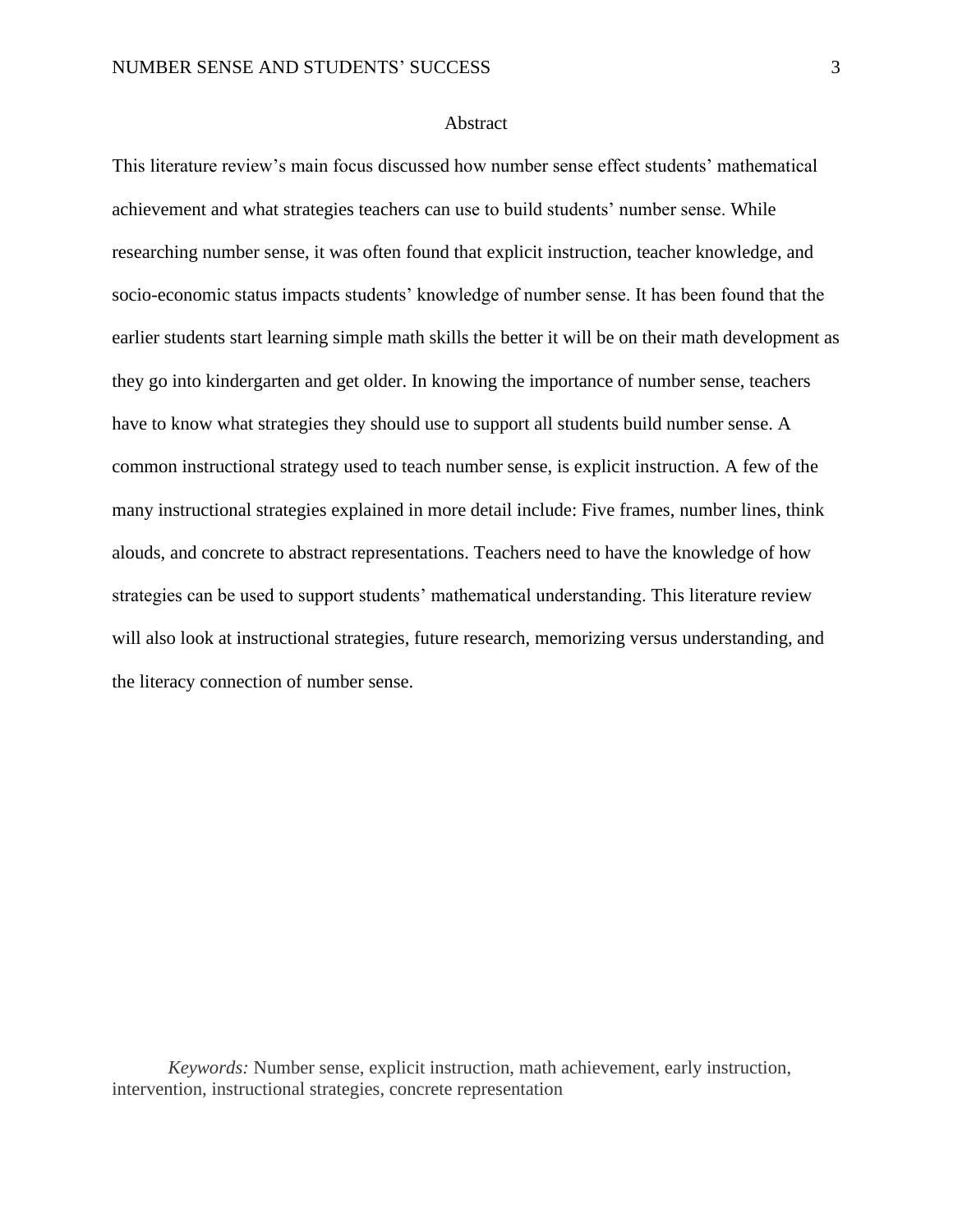# Abstract

This literature review's main focus discussed how number sense effect students' mathematical achievement and what strategies teachers can use to build students' number sense. While researching number sense, it was often found that explicit instruction, teacher knowledge, and socio-economic status impacts students' knowledge of number sense. It has been found that the earlier students start learning simple math skills the better it will be on their math development as they go into kindergarten and get older. In knowing the importance of number sense, teachers have to know what strategies they should use to support all students build number sense. A common instructional strategy used to teach number sense, is explicit instruction. A few of the many instructional strategies explained in more detail include: Five frames, number lines, think alouds, and concrete to abstract representations. Teachers need to have the knowledge of how strategies can be used to support students' mathematical understanding. This literature review will also look at instructional strategies, future research, memorizing versus understanding, and the literacy connection of number sense.

*Keywords:* Number sense, explicit instruction, math achievement, early instruction, intervention, instructional strategies, concrete representation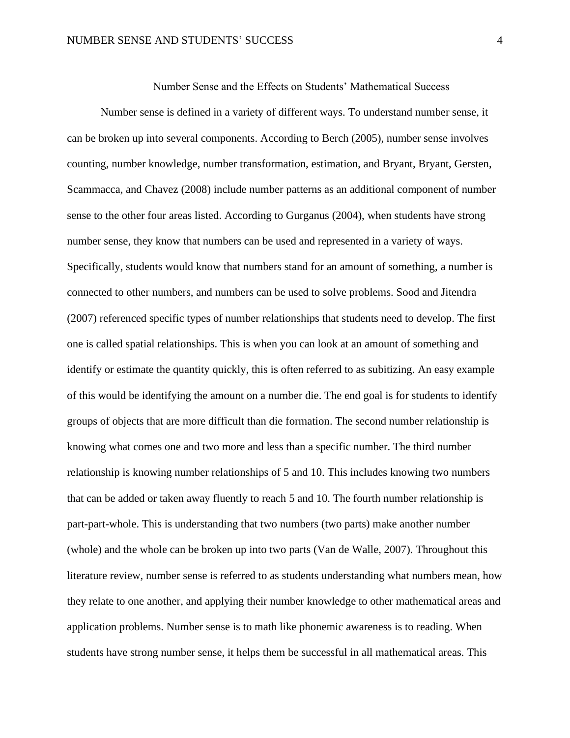# Number Sense and the Effects on Students' Mathematical Success

Number sense is defined in a variety of different ways. To understand number sense, it can be broken up into several components. According to Berch (2005), number sense involves counting, number knowledge, number transformation, estimation, and Bryant, Bryant, Gersten, Scammacca, and Chavez (2008) include number patterns as an additional component of number sense to the other four areas listed. According to Gurganus (2004), when students have strong number sense, they know that numbers can be used and represented in a variety of ways. Specifically, students would know that numbers stand for an amount of something, a number is connected to other numbers, and numbers can be used to solve problems. Sood and Jitendra (2007) referenced specific types of number relationships that students need to develop. The first one is called spatial relationships. This is when you can look at an amount of something and identify or estimate the quantity quickly, this is often referred to as subitizing. An easy example of this would be identifying the amount on a number die. The end goal is for students to identify groups of objects that are more difficult than die formation. The second number relationship is knowing what comes one and two more and less than a specific number. The third number relationship is knowing number relationships of 5 and 10. This includes knowing two numbers that can be added or taken away fluently to reach 5 and 10. The fourth number relationship is part-part-whole. This is understanding that two numbers (two parts) make another number (whole) and the whole can be broken up into two parts (Van de Walle, 2007). Throughout this literature review, number sense is referred to as students understanding what numbers mean, how they relate to one another, and applying their number knowledge to other mathematical areas and application problems. Number sense is to math like phonemic awareness is to reading. When students have strong number sense, it helps them be successful in all mathematical areas. This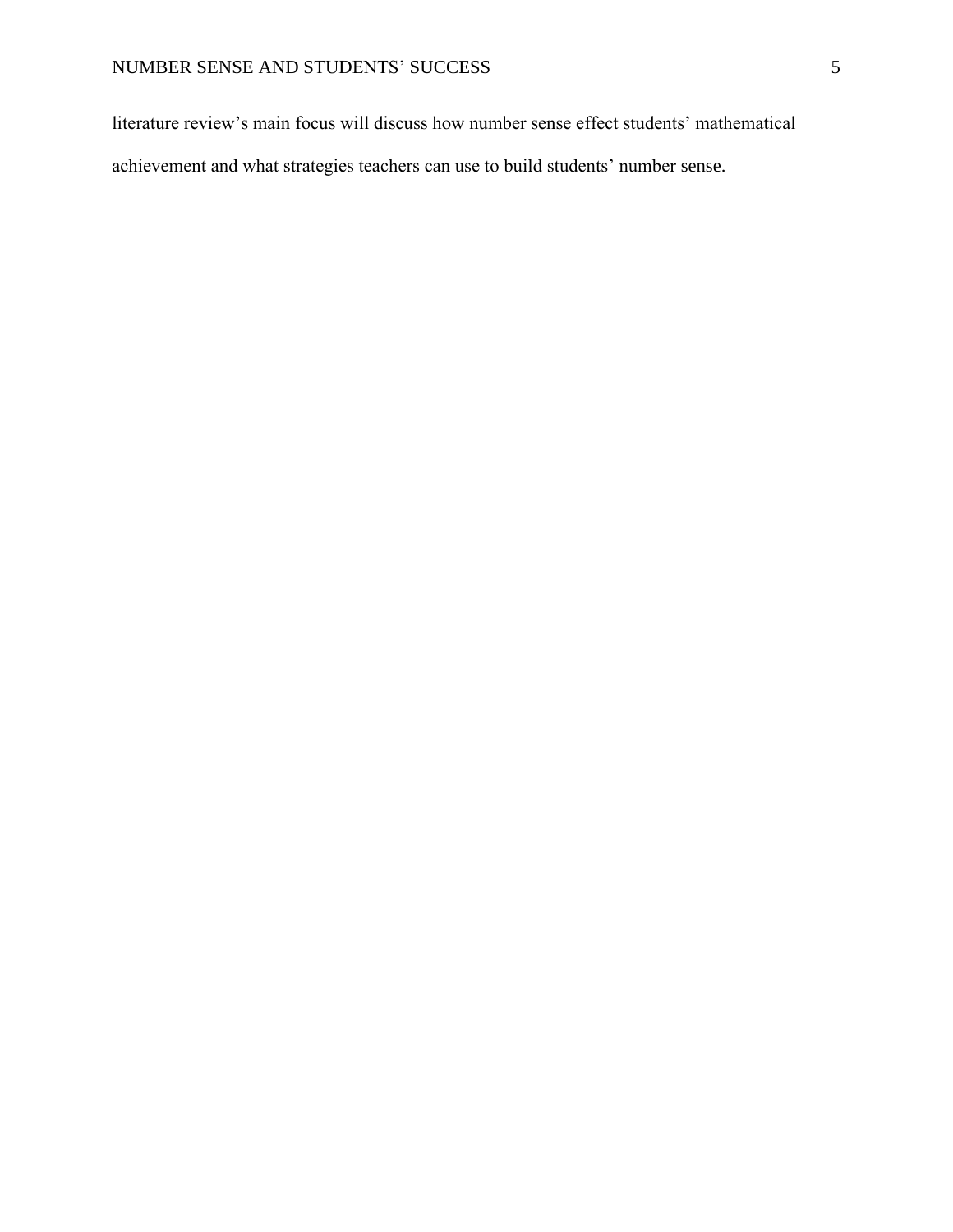literature review's main focus will discuss how number sense effect students' mathematical achievement and what strategies teachers can use to build students' number sense.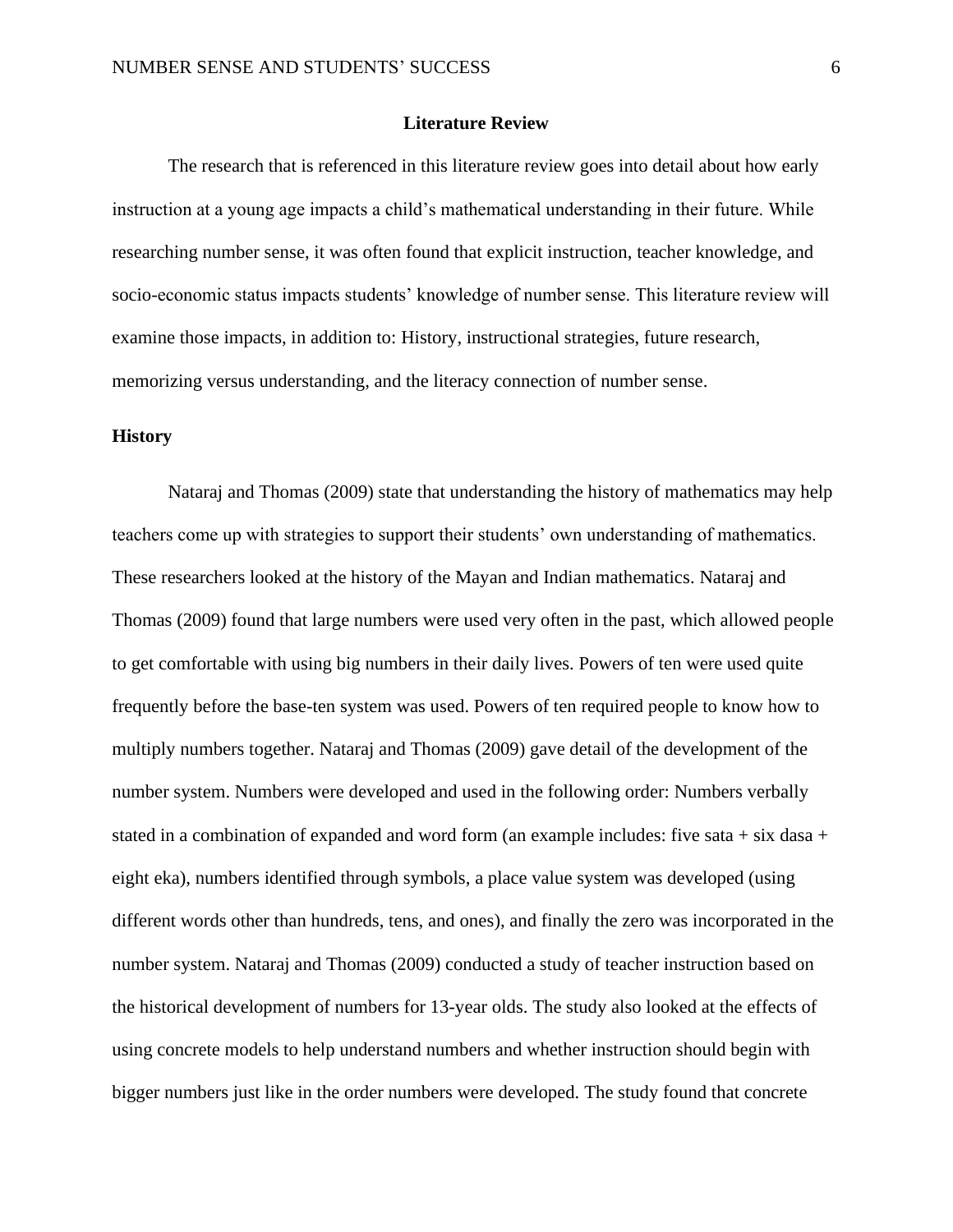# Literature Review

The research that is referenced in this literature review goes into detail about how early instruction at a young age impacts a child's mathematical understanding in their future. While researching number sense, it was often found that explicit instruction, teacher knowledge, and socio-economic status impacts students' knowledge of number sense. This literature review will examine those impacts, in addition to: History, instructional strategies, future research, memorizing versus understanding, and the literacy connection of number sense.

## History

Nataraj and Thomas (2009) state that understanding the history of mathematics may help teachers come up with strategies to support their students' own understanding of mathematics. These researchers looked at the history of the Mayan and Indian mathematics. Nataraj and Thomas (2009) found that large numbers were used very often in the past, which allowed people to get comfortable with using big numbers in their daily lives. Powers of ten were used quite frequently before the base-ten system was used. Powers of ten required people to know how to multiply numbers together. Nataraj and Thomas (2009) gave detail of the development of the number system. Numbers were developed and used in the following order: Numbers verbally stated in a combination of expanded and word form (an example includes: five sata + six dasa + eight eka), numbers identified through symbols, a place value system was developed (using different words other than hundreds, tens, and ones), and finally the zero was incorporated in the number system. Nataraj and Thomas (2009) conducted a study of teacher instruction based on the historical development of numbers for 13-year olds. The study also looked at the effects of using concrete models to help understand numbers and whether instruction should begin with bigger numbers just like in the order numbers were developed. The study found that concrete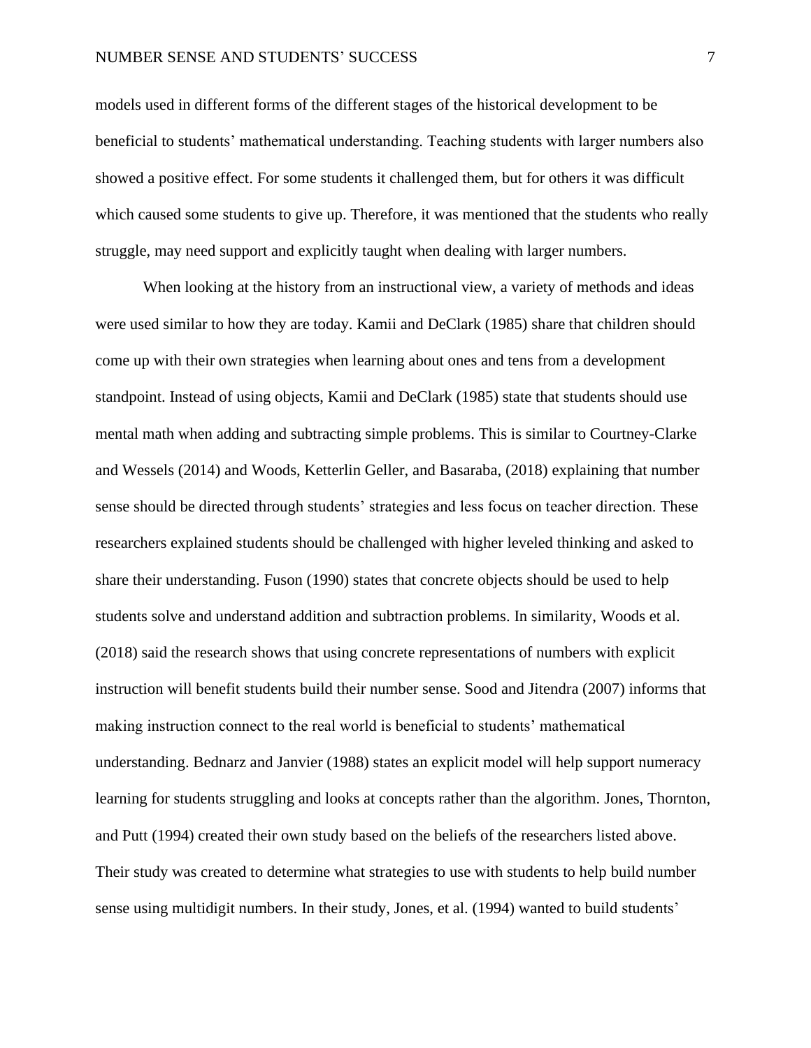models used in different forms of the different stages of the historical development to be beneficial to students' mathematical understanding. Teaching students with larger numbers also showed a positive effect. For some students it challenged them, but for others it was difficult which caused some students to give up. Therefore, it was mentioned that the students who really struggle, may need support and explicitly taught when dealing with larger numbers.

When looking at the history from an instructional view, a variety of methods and ideas were used similar to how they are today. Kamii and DeClark (1985) share that children should come up with their own strategies when learning about ones and tens from a development standpoint. Instead of using objects, Kamii and DeClark (1985) state that students should use mental math when adding and subtracting simple problems. This is similar to Courtney-Clarke and Wessels (2014) and Woods, Ketterlin Geller, and Basaraba, (2018) explaining that number sense should be directed through students' strategies and less focus on teacher direction. These researchers explained students should be challenged with higher leveled thinking and asked to share their understanding. Fuson (1990) states that concrete objects should be used to help students solve and understand addition and subtraction problems. In similarity, Woods et al. (2018) said the research shows that using concrete representations of numbers with explicit instruction will benefit students build their number sense. Sood and Jitendra (2007) informs that making instruction connect to the real world is beneficial to students' mathematical understanding. Bednarz and Janvier (1988) states an explicit model will help support numeracy learning for students struggling and looks at concepts rather than the algorithm. Jones, Thornton, and Putt (1994) created their own study based on the beliefs of the researchers listed above. Their study was created to determine what strategies to use with students to help build number sense using multidigit numbers. In their study, Jones, et al. (1994) wanted to build students'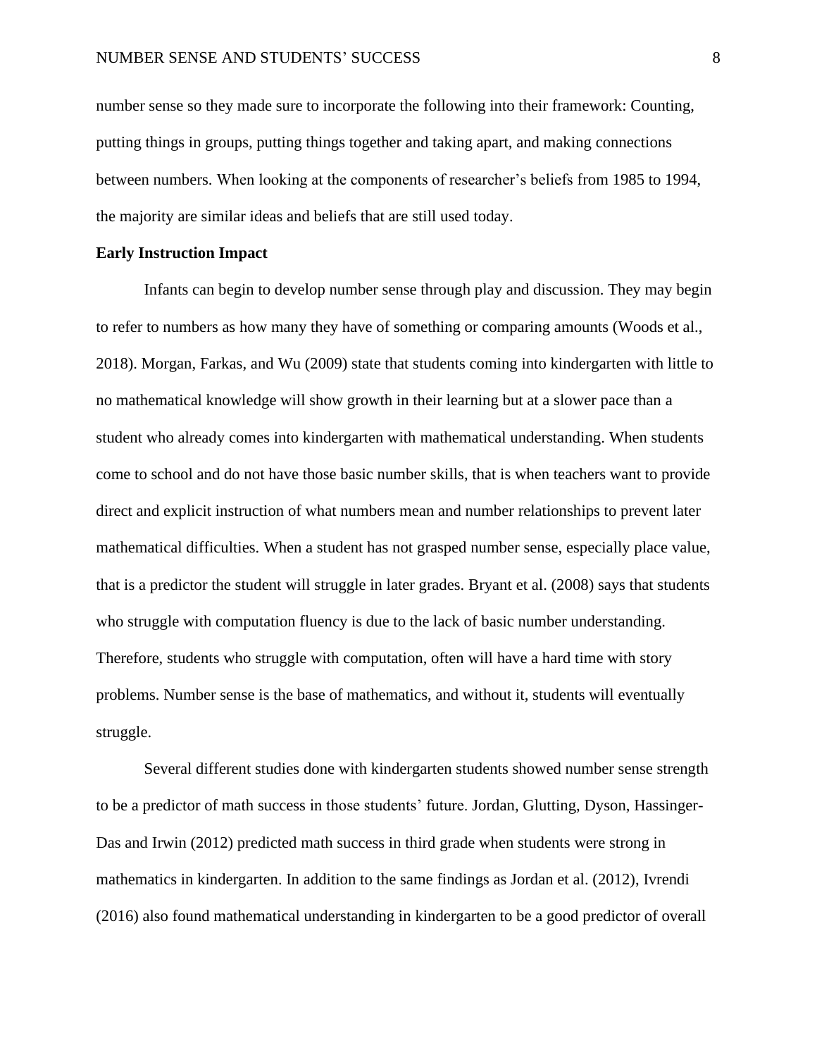number sense so they made sure to incorporate the following into their framework: Counting, putting things in groups, putting things together and taking apart, and making connections between numbers. When looking at the components of researcher's beliefs from 1985 to 1994, the majority are similar ideas and beliefs that are still used today.

**Early Instruction Impact**

Infants can begin to develop number sense through play and discussion. They may begin to refer to numbers as how many they have of something or comparing amounts (Woods et al., 2018). Morgan, Farkas, and Wu (2009) state that students coming into kindergarten with little to no mathematical knowledge will show growth in their learning but at a slower pace than a student who already comes into kindergarten with mathematical understanding. When students come to school and do not have those basic number skills, that is when teachers want to provide direct and explicit instruction of what numbers mean and number relationships to prevent later mathematical difficulties. When a student has not grasped number sense, especially place value, that is a predictor the student will struggle in later grades. Bryant et al. (2008) says that students who struggle with computation fluency is due to the lack of basic number understanding. Therefore, students who struggle with computation, often will have a hard time with story problems. Number sense is the base of mathematics, and without it, students will eventually struggle.

Several different studies done with kindergarten students showed number sense strength to be a predictor of math success in those students' future. Jordan, Glutting, Dyson, Hassinger-Das and Irwin (2012) predicted math success in third grade when students were strong in mathematics in kindergarten. In addition to the same findings as Jordan et al. (2012), Ivrendi (2016) also found mathematical understanding in kindergarten to be a good predictor of overall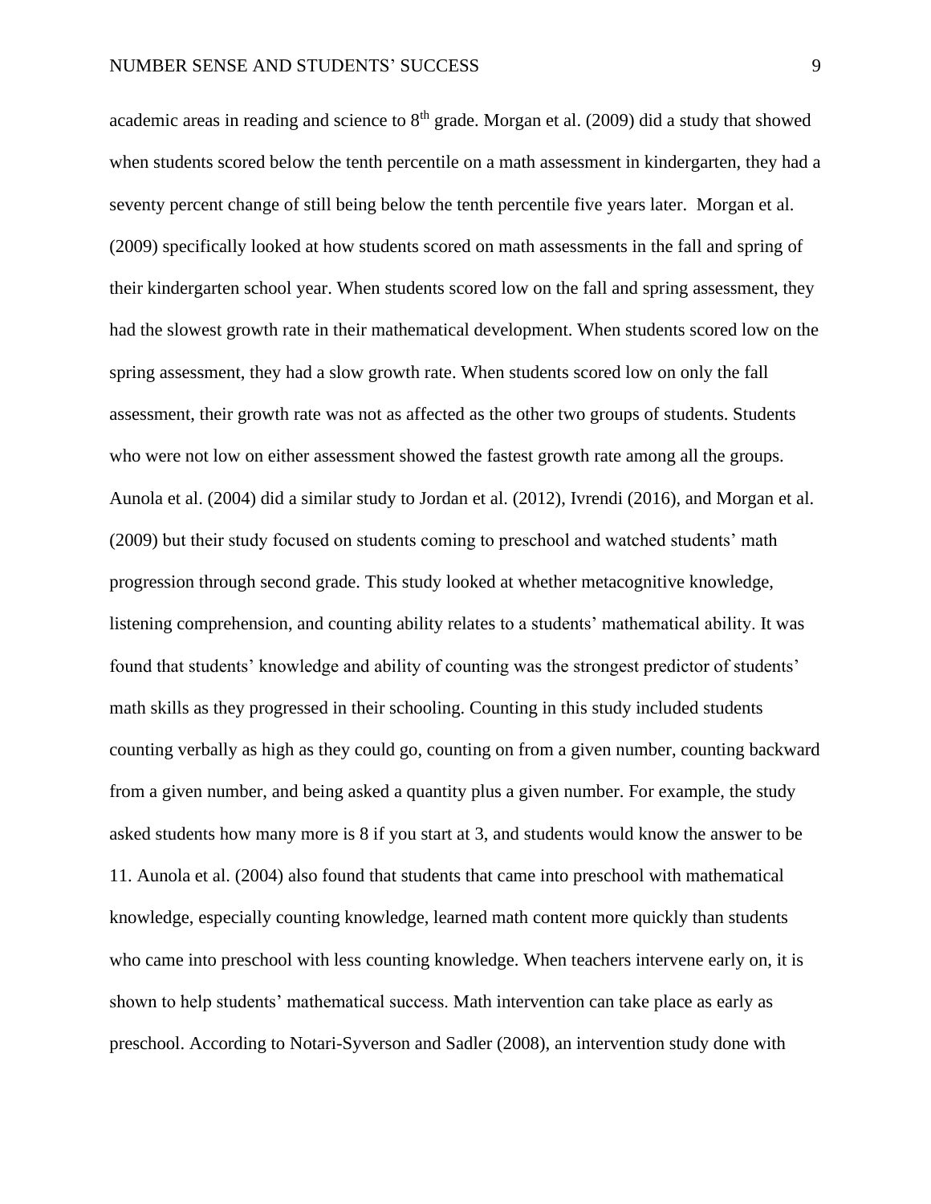academic areas in reading and science to 8th grade. Morgan et al. (2009) did a study that showed when students scored below the tenth percentile on a math assessment in kindergarten, they had a seventy percent change of still being below the tenth percentile five years later.  Morgan et al. (2009) specifically looked at how students scored on math assessments in the fall and spring of their kindergarten school year. When students scored low on the fall and spring assessment, they had the slowest growth rate in their mathematical development. When students scored low on the spring assessment, they had a slow growth rate. When students scored low on only the fall assessment, their growth rate was not as affected as the other two groups of students. Students who were not low on either assessment showed the fastest growth rate among all the groups. Aunola et al. (2004) did a similar study to Jordan et al. (2012), Ivrendi (2016), and Morgan et al. (2009) but their study focused on students coming to preschool and watched students' math progression through second grade. This study looked at whether metacognitive knowledge, listening comprehension, and counting ability relates to a students' mathematical ability. It was found that students' knowledge and ability of counting was the strongest predictor of students' math skills as they progressed in their schooling. Counting in this study included students counting verbally as high as they could go, counting on from a given number, counting backward from a given number, and being asked a quantity plus a given number. For example, the study asked students how many more is 8 if you start at 3, and students would know the answer to be 11. Aunola et al. (2004) also found that students that came into preschool with mathematical knowledge, especially counting knowledge, learned math content more quickly than students who came into preschool with less counting knowledge. When teachers intervene early on, it is shown to help students' mathematical success. Math intervention can take place as early as preschool. According to Notari-Syverson and Sadler (2008), an intervention study done with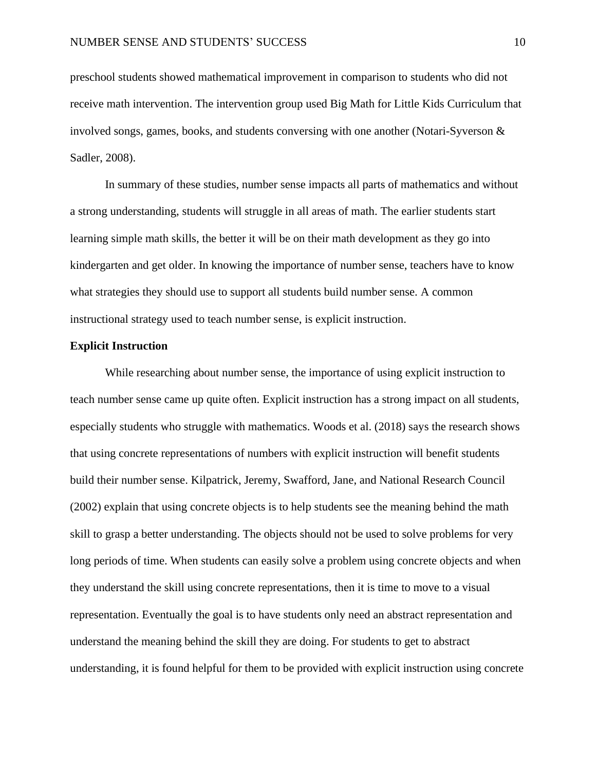preschool students showed mathematical improvement in comparison to students who did not receive math intervention. The intervention group used Big Math for Little Kids Curriculum that involved songs, games, books, and students conversing with one another (Notari-Syverson & Sadler, 2008).

In summary of these studies, number sense impacts all parts of mathematics and without a strong understanding, students will struggle in all areas of math. The earlier students start learning simple math skills, the better it will be on their math development as they go into kindergarten and get older. In knowing the importance of number sense, teachers have to know what strategies they should use to support all students build number sense. A common instructional strategy used to teach number sense, is explicit instruction.

**Explicit Instruction**

While researching about number sense, the importance of using explicit instruction to teach number sense came up quite often. Explicit instruction has a strong impact on all students, especially students who struggle with mathematics. Woods et al. (2018) says the research shows that using concrete representations of numbers with explicit instruction will benefit students build their number sense. Kilpatrick, Jeremy, Swafford, Jane, and National Research Council (2002) explain that using concrete objects is to help students see the meaning behind the math skill to grasp a better understanding. The objects should not be used to solve problems for very long periods of time. When students can easily solve a problem using concrete objects and when they understand the skill using concrete representations, then it is time to move to a visual representation. Eventually the goal is to have students only need an abstract representation and understand the meaning behind the skill they are doing. For students to get to abstract understanding, it is found helpful for them to be provided with explicit instruction using concrete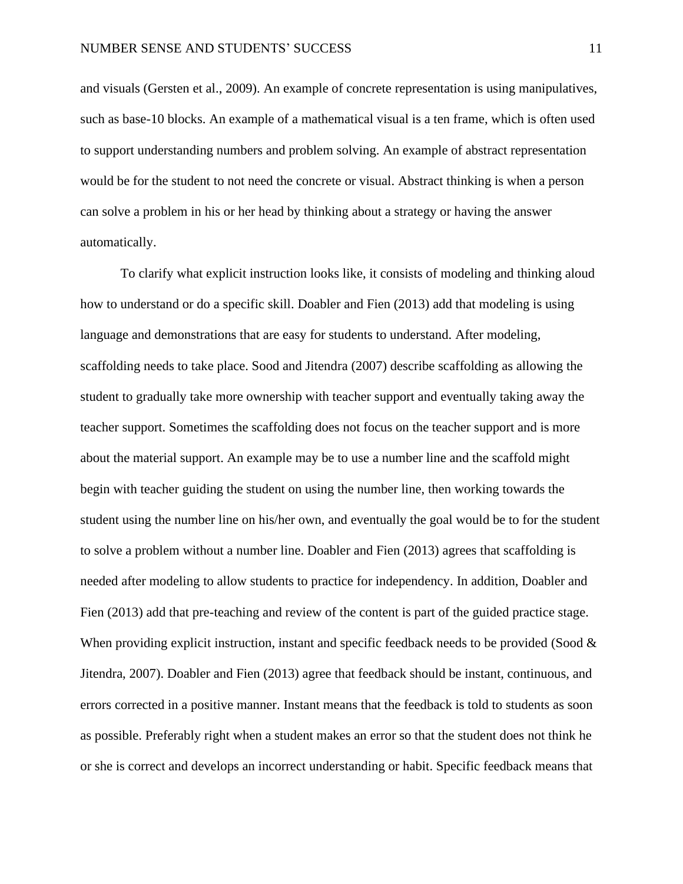and visuals (Gersten et al., 2009). An example of concrete representation is using manipulatives, such as base-10 blocks. An example of a mathematical visual is a ten frame, which is often used to support understanding numbers and problem solving. An example of abstract representation would be for the student to not need the concrete or visual. Abstract thinking is when a person can solve a problem in his or her head by thinking about a strategy or having the answer automatically.

To clarify what explicit instruction looks like, it consists of modeling and thinking aloud how to understand or do a specific skill. Doabler and Fien (2013) add that modeling is using language and demonstrations that are easy for students to understand. After modeling, scaffolding needs to take place. Sood and Jitendra (2007) describe scaffolding as allowing the student to gradually take more ownership with teacher support and eventually taking away the teacher support. Sometimes the scaffolding does not focus on the teacher support and is more about the material support. An example may be to use a number line and the scaffold might begin with teacher guiding the student on using the number line, then working towards the student using the number line on his/her own, and eventually the goal would be to for the student to solve a problem without a number line. Doabler and Fien (2013) agrees that scaffolding is needed after modeling to allow students to practice for independency. In addition, Doabler and Fien (2013) add that pre-teaching and review of the content is part of the guided practice stage. When providing explicit instruction, instant and specific feedback needs to be provided (Sood & Jitendra, 2007). Doabler and Fien (2013) agree that feedback should be instant, continuous, and errors corrected in a positive manner. Instant means that the feedback is told to students as soon as possible. Preferably right when a student makes an error so that the student does not think he or she is correct and develops an incorrect understanding or habit. Specific feedback means that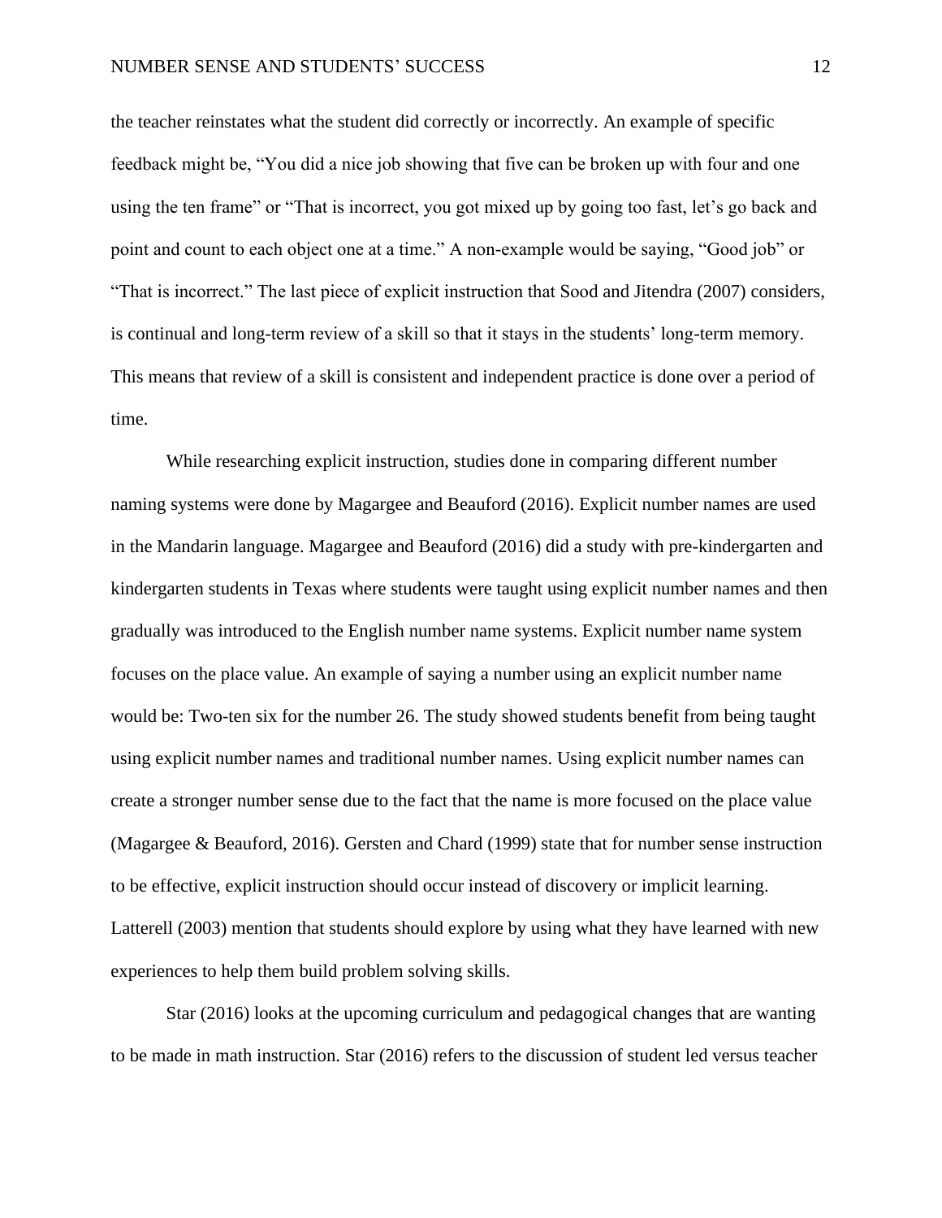the teacher reinstates what the student did correctly or incorrectly. An example of specific feedback might be, “You did a nice job showing that five can be broken up with four and one using the ten frame” or “That is incorrect, you got mixed up by going too fast, let’s go back and point and count to each object one at a time.” A non-example would be saying, “Good job” or “That is incorrect.” The last piece of explicit instruction that Sood and Jitendra (2007) considers, is continual and long-term review of a skill so that it stays in the students’ long-term memory. This means that review of a skill is consistent and independent practice is done over a period of time.

While researching explicit instruction, studies done in comparing different number naming systems were done by Magargee and Beauford (2016). Explicit number names are used in the Mandarin language. Magargee and Beauford (2016) did a study with pre-kindergarten and kindergarten students in Texas where students were taught using explicit number names and then gradually was introduced to the English number name systems. Explicit number name system focuses on the place value. An example of saying a number using an explicit number name would be: Two-ten six for the number 26. The study showed students benefit from being taught using explicit number names and traditional number names. Using explicit number names can create a stronger number sense due to the fact that the name is more focused on the place value (Magargee & Beauford, 2016). Gersten and Chard (1999) state that for number sense instruction to be effective, explicit instruction should occur instead of discovery or implicit learning. Latterell (2003) mention that students should explore by using what they have learned with new experiences to help them build problem solving skills.

Star (2016) looks at the upcoming curriculum and pedagogical changes that are wanting to be made in math instruction. Star (2016) refers to the discussion of student led versus teacher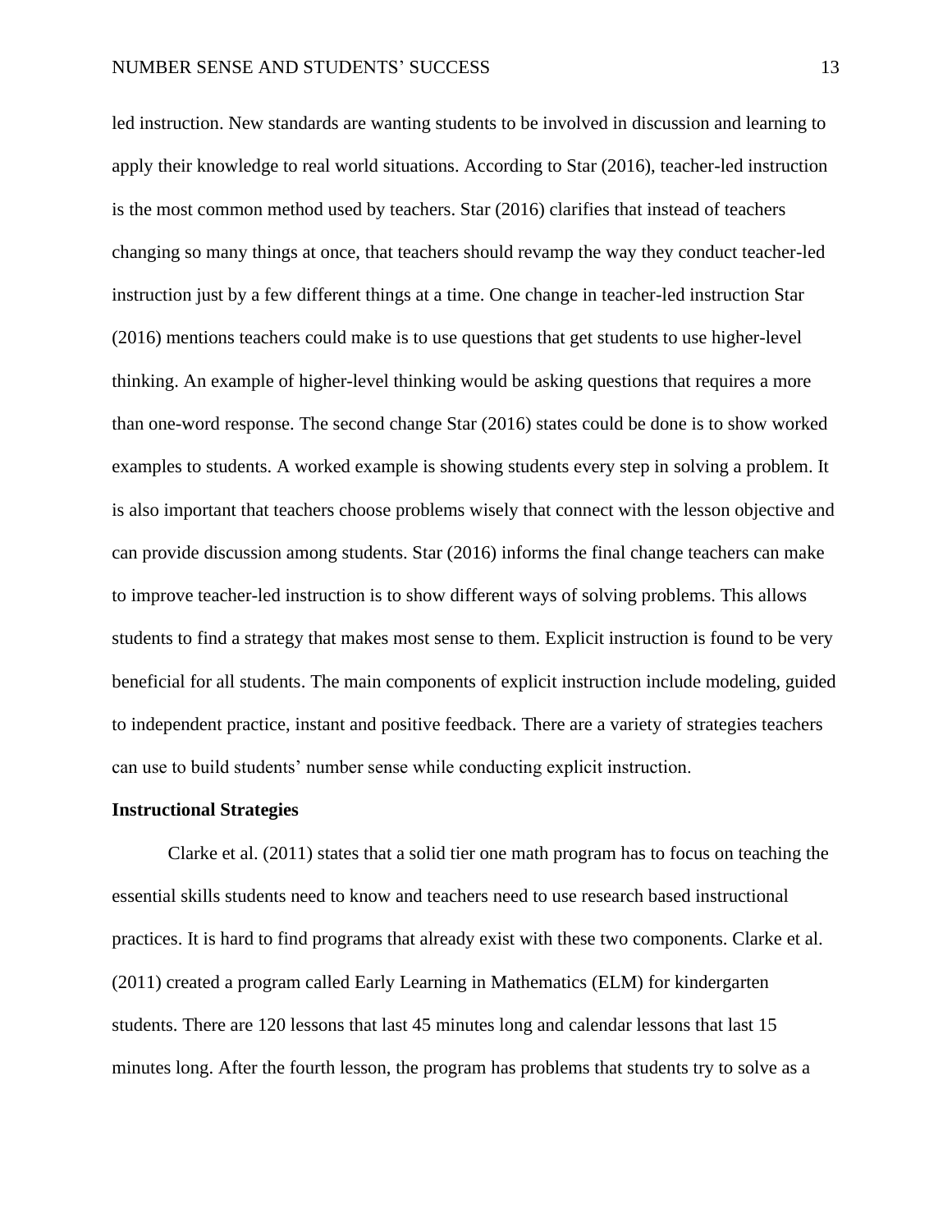led instruction. New standards are wanting students to be involved in discussion and learning to apply their knowledge to real world situations. According to Star (2016), teacher-led instruction is the most common method used by teachers. Star (2016) clarifies that instead of teachers changing so many things at once, that teachers should revamp the way they conduct teacher-led instruction just by a few different things at a time. One change in teacher-led instruction Star (2016) mentions teachers could make is to use questions that get students to use higher-level thinking. An example of higher-level thinking would be asking questions that requires a more than one-word response. The second change Star (2016) states could be done is to show worked examples to students. A worked example is showing students every step in solving a problem. It is also important that teachers choose problems wisely that connect with the lesson objective and can provide discussion among students. Star (2016) informs the final change teachers can make to improve teacher-led instruction is to show different ways of solving problems. This allows students to find a strategy that makes most sense to them. Explicit instruction is found to be very beneficial for all students. The main components of explicit instruction include modeling, guided to independent practice, instant and positive feedback. There are a variety of strategies teachers can use to build students' number sense while conducting explicit instruction.

**Instructional Strategies**

Clarke et al. (2011) states that a solid tier one math program has to focus on teaching the essential skills students need to know and teachers need to use research based instructional practices. It is hard to find programs that already exist with these two components. Clarke et al. (2011) created a program called Early Learning in Mathematics (ELM) for kindergarten students. There are 120 lessons that last 45 minutes long and calendar lessons that last 15 minutes long. After the fourth lesson, the program has problems that students try to solve as a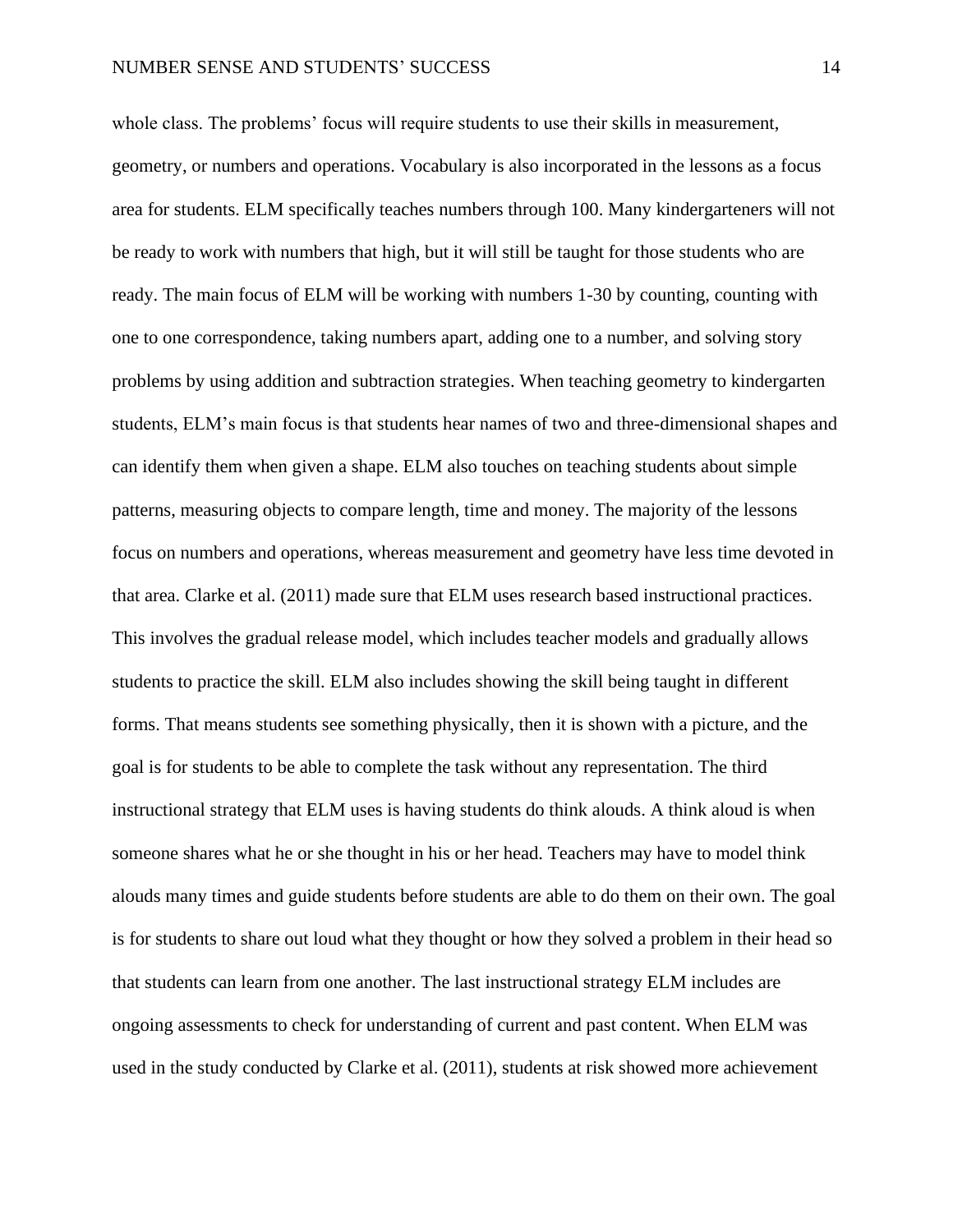whole class. The problems' focus will require students to use their skills in measurement, geometry, or numbers and operations. Vocabulary is also incorporated in the lessons as a focus area for students. ELM specifically teaches numbers through 100. Many kindergarteners will not be ready to work with numbers that high, but it will still be taught for those students who are ready. The main focus of ELM will be working with numbers 1-30 by counting, counting with one to one correspondence, taking numbers apart, adding one to a number, and solving story problems by using addition and subtraction strategies. When teaching geometry to kindergarten students, ELM's main focus is that students hear names of two and three-dimensional shapes and can identify them when given a shape. ELM also touches on teaching students about simple patterns, measuring objects to compare length, time and money. The majority of the lessons focus on numbers and operations, whereas measurement and geometry have less time devoted in that area. Clarke et al. (2011) made sure that ELM uses research based instructional practices. This involves the gradual release model, which includes teacher models and gradually allows students to practice the skill. ELM also includes showing the skill being taught in different forms. That means students see something physically, then it is shown with a picture, and the goal is for students to be able to complete the task without any representation. The third instructional strategy that ELM uses is having students do think alouds. A think aloud is when someone shares what he or she thought in his or her head. Teachers may have to model think alouds many times and guide students before students are able to do them on their own. The goal is for students to share out loud what they thought or how they solved a problem in their head so that students can learn from one another. The last instructional strategy ELM includes are ongoing assessments to check for understanding of current and past content. When ELM was used in the study conducted by Clarke et al. (2011), students at risk showed more achievement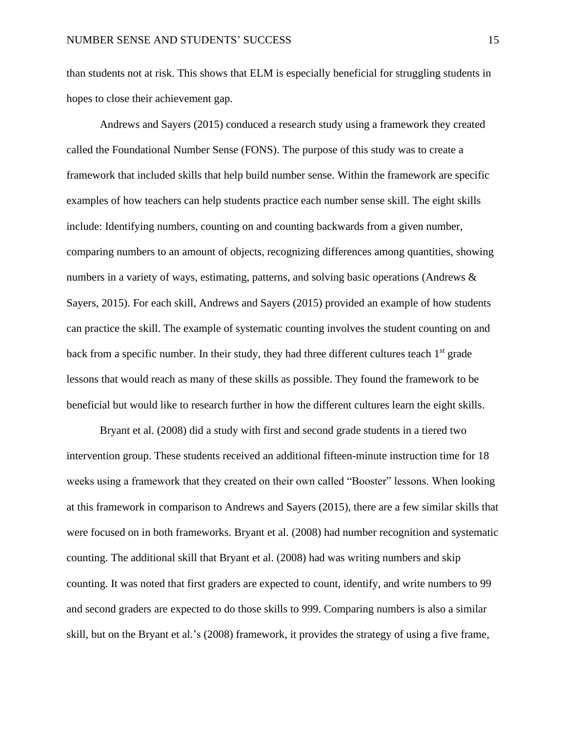than students not at risk. This shows that ELM is especially beneficial for struggling students in hopes to close their achievement gap.

Andrews and Sayers (2015) conduced a research study using a framework they created called the Foundational Number Sense (FONS). The purpose of this study was to create a framework that included skills that help build number sense. Within the framework are specific examples of how teachers can help students practice each number sense skill. The eight skills include: Identifying numbers, counting on and counting backwards from a given number, comparing numbers to an amount of objects, recognizing differences among quantities, showing numbers in a variety of ways, estimating, patterns, and solving basic operations (Andrews & Sayers, 2015). For each skill, Andrews and Sayers (2015) provided an example of how students can practice the skill. The example of systematic counting involves the student counting on and back from a specific number. In their study, they had three different cultures teach 1st grade lessons that would reach as many of these skills as possible. They found the framework to be beneficial but would like to research further in how the different cultures learn the eight skills.

Bryant et al. (2008) did a study with first and second grade students in a tiered two intervention group. These students received an additional fifteen-minute instruction time for 18 weeks using a framework that they created on their own called "Booster" lessons. When looking at this framework in comparison to Andrews and Sayers (2015), there are a few similar skills that were focused on in both frameworks. Bryant et al. (2008) had number recognition and systematic counting. The additional skill that Bryant et al. (2008) had was writing numbers and skip counting. It was noted that first graders are expected to count, identify, and write numbers to 99 and second graders are expected to do those skills to 999. Comparing numbers is also a similar skill, but on the Bryant et al.'s (2008) framework, it provides the strategy of using a five frame,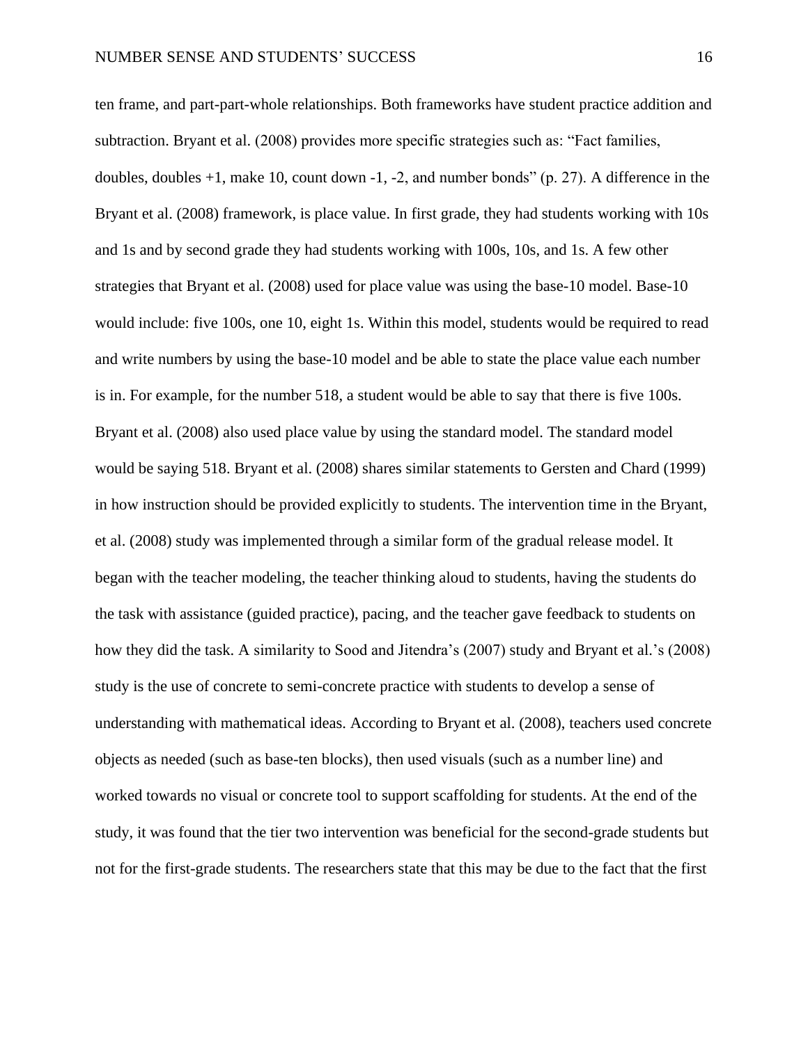ten frame, and part-part-whole relationships. Both frameworks have student practice addition and subtraction. Bryant et al. (2008) provides more specific strategies such as: "Fact families, doubles, doubles +1, make 10, count down -1, -2, and number bonds" (p. 27). A difference in the Bryant et al. (2008) framework, is place value. In first grade, they had students working with 10s and 1s and by second grade they had students working with 100s, 10s, and 1s. A few other strategies that Bryant et al. (2008) used for place value was using the base-10 model. Base-10 would include: five 100s, one 10, eight 1s. Within this model, students would be required to read and write numbers by using the base-10 model and be able to state the place value each number is in. For example, for the number 518, a student would be able to say that there is five 100s. Bryant et al. (2008) also used place value by using the standard model. The standard model would be saying 518. Bryant et al. (2008) shares similar statements to Gersten and Chard (1999) in how instruction should be provided explicitly to students. The intervention time in the Bryant, et al. (2008) study was implemented through a similar form of the gradual release model. It began with the teacher modeling, the teacher thinking aloud to students, having the students do the task with assistance (guided practice), pacing, and the teacher gave feedback to students on how they did the task. A similarity to Sood and Jitendra's (2007) study and Bryant et al.'s (2008) study is the use of concrete to semi-concrete practice with students to develop a sense of understanding with mathematical ideas. According to Bryant et al. (2008), teachers used concrete objects as needed (such as base-ten blocks), then used visuals (such as a number line) and worked towards no visual or concrete tool to support scaffolding for students. At the end of the study, it was found that the tier two intervention was beneficial for the second-grade students but not for the first-grade students. The researchers state that this may be due to the fact that the first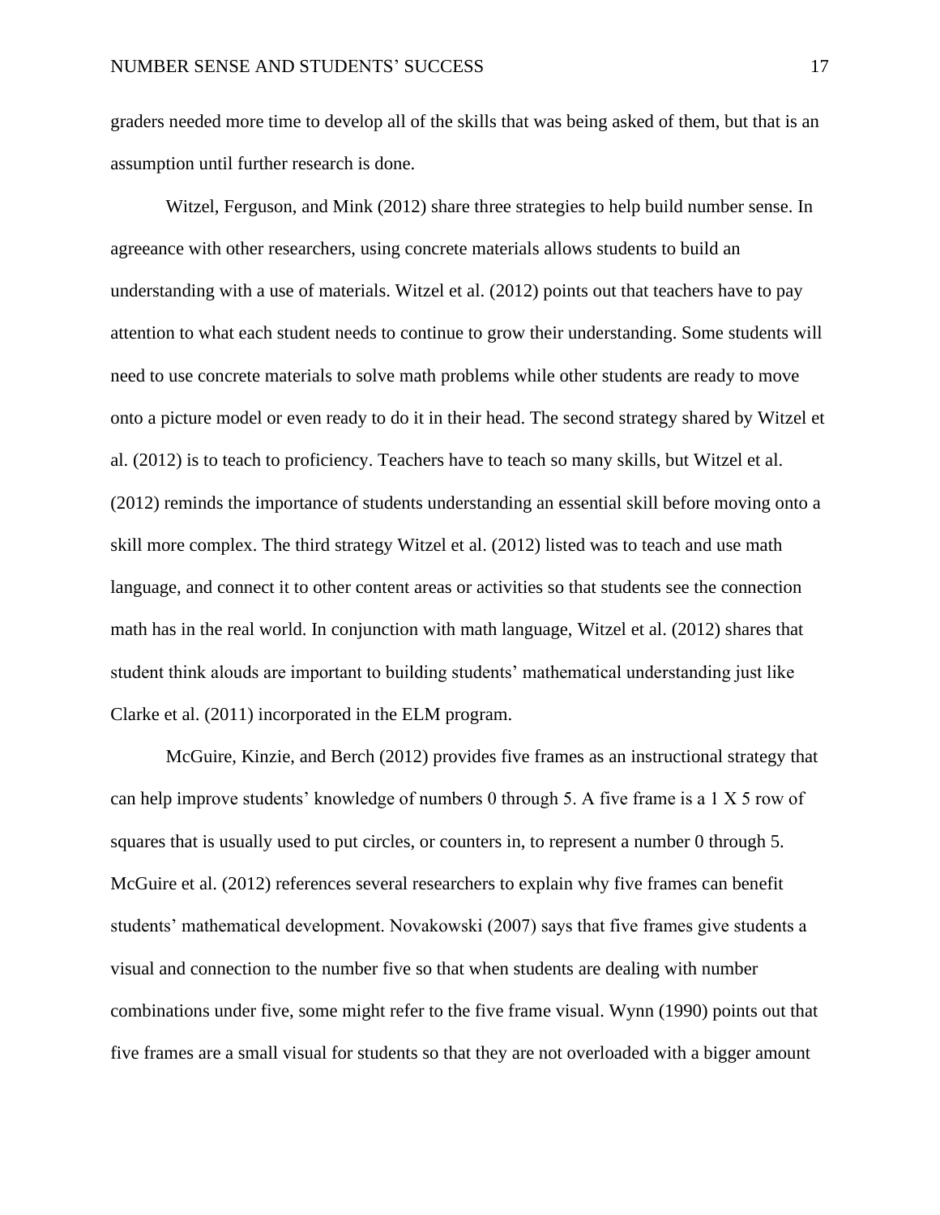graders needed more time to develop all of the skills that was being asked of them, but that is an assumption until further research is done.

Witzel, Ferguson, and Mink (2012) share three strategies to help build number sense. In agreeance with other researchers, using concrete materials allows students to build an understanding with a use of materials. Witzel et al. (2012) points out that teachers have to pay attention to what each student needs to continue to grow their understanding. Some students will need to use concrete materials to solve math problems while other students are ready to move onto a picture model or even ready to do it in their head. The second strategy shared by Witzel et al. (2012) is to teach to proficiency. Teachers have to teach so many skills, but Witzel et al. (2012) reminds the importance of students understanding an essential skill before moving onto a skill more complex. The third strategy Witzel et al. (2012) listed was to teach and use math language, and connect it to other content areas or activities so that students see the connection math has in the real world. In conjunction with math language, Witzel et al. (2012) shares that student think alouds are important to building students' mathematical understanding just like Clarke et al. (2011) incorporated in the ELM program.

McGuire, Kinzie, and Berch (2012) provides five frames as an instructional strategy that can help improve students' knowledge of numbers 0 through 5. A five frame is a 1 X 5 row of squares that is usually used to put circles, or counters in, to represent a number 0 through 5. McGuire et al. (2012) references several researchers to explain why five frames can benefit students' mathematical development. Novakowski (2007) says that five frames give students a visual and connection to the number five so that when students are dealing with number combinations under five, some might refer to the five frame visual. Wynn (1990) points out that five frames are a small visual for students so that they are not overloaded with a bigger amount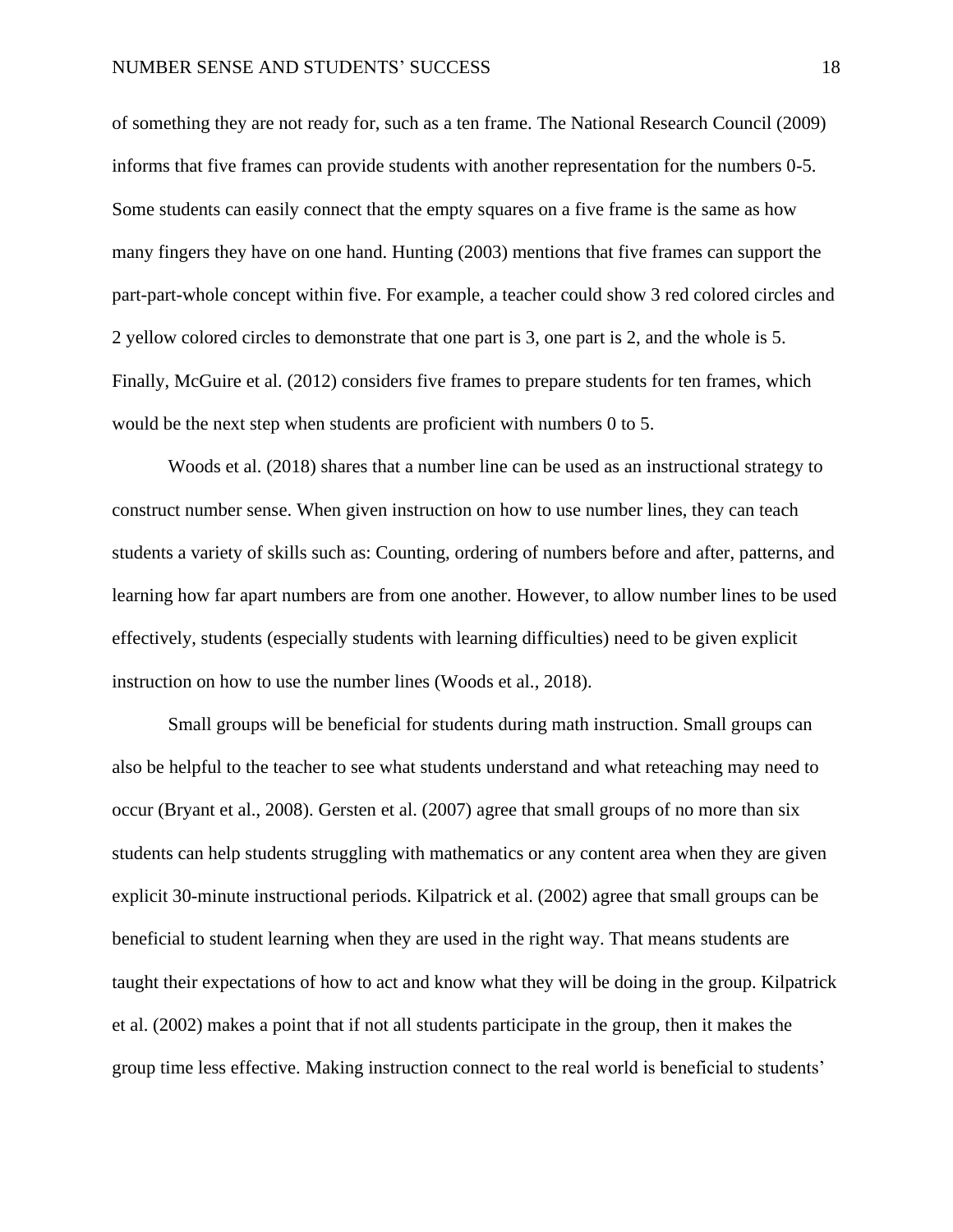of something they are not ready for, such as a ten frame. The National Research Council (2009) informs that five frames can provide students with another representation for the numbers 0-5. Some students can easily connect that the empty squares on a five frame is the same as how many fingers they have on one hand. Hunting (2003) mentions that five frames can support the part-part-whole concept within five. For example, a teacher could show 3 red colored circles and 2 yellow colored circles to demonstrate that one part is 3, one part is 2, and the whole is 5. Finally, McGuire et al. (2012) considers five frames to prepare students for ten frames, which would be the next step when students are proficient with numbers 0 to 5.

Woods et al. (2018) shares that a number line can be used as an instructional strategy to construct number sense. When given instruction on how to use number lines, they can teach students a variety of skills such as: Counting, ordering of numbers before and after, patterns, and learning how far apart numbers are from one another. However, to allow number lines to be used effectively, students (especially students with learning difficulties) need to be given explicit instruction on how to use the number lines (Woods et al., 2018).

Small groups will be beneficial for students during math instruction. Small groups can also be helpful to the teacher to see what students understand and what reteaching may need to occur (Bryant et al., 2008). Gersten et al. (2007) agree that small groups of no more than six students can help students struggling with mathematics or any content area when they are given explicit 30-minute instructional periods. Kilpatrick et al. (2002) agree that small groups can be beneficial to student learning when they are used in the right way. That means students are taught their expectations of how to act and know what they will be doing in the group. Kilpatrick et al. (2002) makes a point that if not all students participate in the group, then it makes the group time less effective. Making instruction connect to the real world is beneficial to students'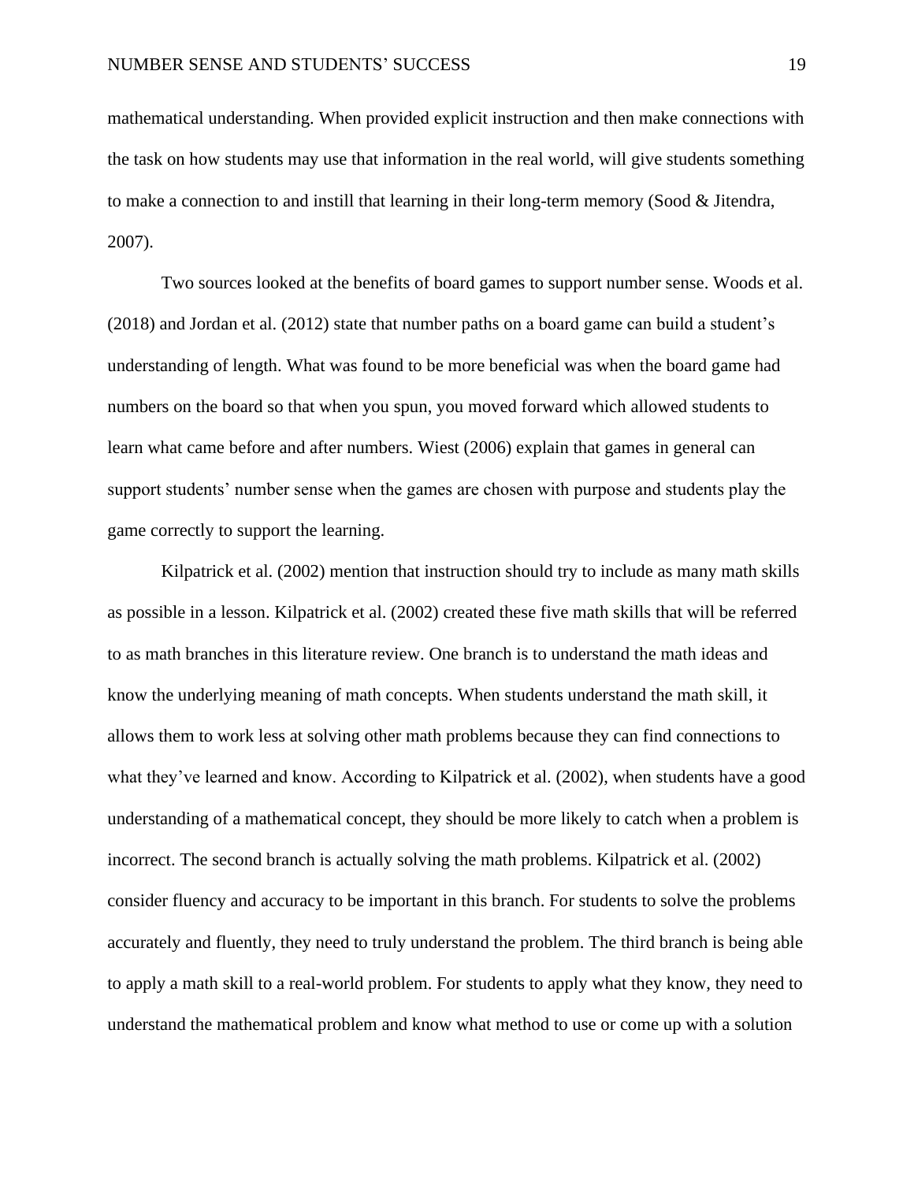mathematical understanding. When provided explicit instruction and then make connections with the task on how students may use that information in the real world, will give students something to make a connection to and instill that learning in their long-term memory (Sood & Jitendra, 2007).

Two sources looked at the benefits of board games to support number sense. Woods et al. (2018) and Jordan et al. (2012) state that number paths on a board game can build a student's understanding of length. What was found to be more beneficial was when the board game had numbers on the board so that when you spun, you moved forward which allowed students to learn what came before and after numbers. Wiest (2006) explain that games in general can support students' number sense when the games are chosen with purpose and students play the game correctly to support the learning.

Kilpatrick et al. (2002) mention that instruction should try to include as many math skills as possible in a lesson. Kilpatrick et al. (2002) created these five math skills that will be referred to as math branches in this literature review. One branch is to understand the math ideas and know the underlying meaning of math concepts. When students understand the math skill, it allows them to work less at solving other math problems because they can find connections to what they've learned and know. According to Kilpatrick et al. (2002), when students have a good understanding of a mathematical concept, they should be more likely to catch when a problem is incorrect. The second branch is actually solving the math problems. Kilpatrick et al. (2002) consider fluency and accuracy to be important in this branch. For students to solve the problems accurately and fluently, they need to truly understand the problem. The third branch is being able to apply a math skill to a real-world problem. For students to apply what they know, they need to understand the mathematical problem and know what method to use or come up with a solution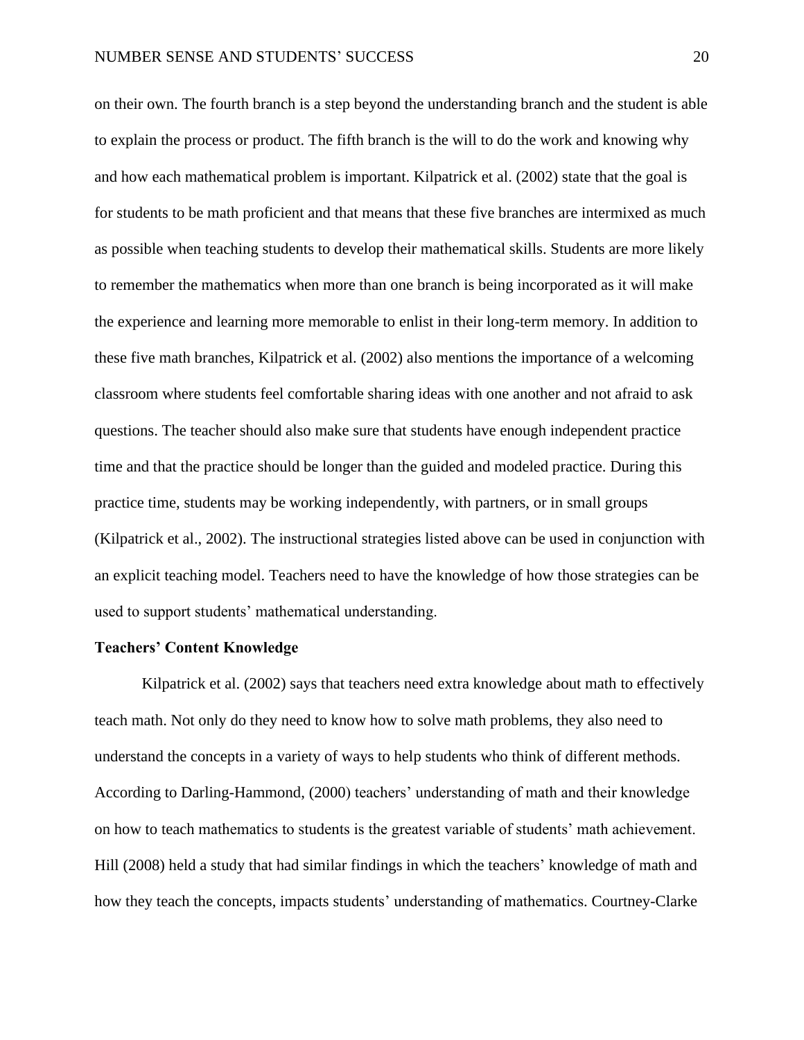on their own. The fourth branch is a step beyond the understanding branch and the student is able to explain the process or product. The fifth branch is the will to do the work and knowing why and how each mathematical problem is important. Kilpatrick et al. (2002) state that the goal is for students to be math proficient and that means that these five branches are intermixed as much as possible when teaching students to develop their mathematical skills. Students are more likely to remember the mathematics when more than one branch is being incorporated as it will make the experience and learning more memorable to enlist in their long-term memory. In addition to these five math branches, Kilpatrick et al. (2002) also mentions the importance of a welcoming classroom where students feel comfortable sharing ideas with one another and not afraid to ask questions. The teacher should also make sure that students have enough independent practice time and that the practice should be longer than the guided and modeled practice. During this practice time, students may be working independently, with partners, or in small groups (Kilpatrick et al., 2002). The instructional strategies listed above can be used in conjunction with an explicit teaching model. Teachers need to have the knowledge of how those strategies can be used to support students' mathematical understanding.

**Teachers' Content Knowledge**

Kilpatrick et al. (2002) says that teachers need extra knowledge about math to effectively teach math. Not only do they need to know how to solve math problems, they also need to understand the concepts in a variety of ways to help students who think of different methods. According to Darling-Hammond, (2000) teachers' understanding of math and their knowledge on how to teach mathematics to students is the greatest variable of students' math achievement. Hill (2008) held a study that had similar findings in which the teachers' knowledge of math and how they teach the concepts, impacts students' understanding of mathematics. Courtney-Clarke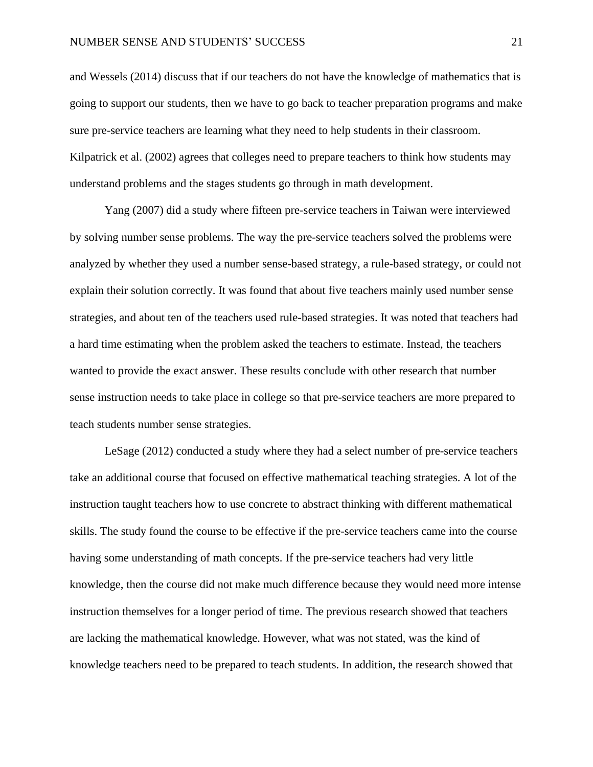and Wessels (2014) discuss that if our teachers do not have the knowledge of mathematics that is going to support our students, then we have to go back to teacher preparation programs and make sure pre-service teachers are learning what they need to help students in their classroom. Kilpatrick et al. (2002) agrees that colleges need to prepare teachers to think how students may understand problems and the stages students go through in math development.

Yang (2007) did a study where fifteen pre-service teachers in Taiwan were interviewed by solving number sense problems. The way the pre-service teachers solved the problems were analyzed by whether they used a number sense-based strategy, a rule-based strategy, or could not explain their solution correctly. It was found that about five teachers mainly used number sense strategies, and about ten of the teachers used rule-based strategies. It was noted that teachers had a hard time estimating when the problem asked the teachers to estimate. Instead, the teachers wanted to provide the exact answer. These results conclude with other research that number sense instruction needs to take place in college so that pre-service teachers are more prepared to teach students number sense strategies.

LeSage (2012) conducted a study where they had a select number of pre-service teachers take an additional course that focused on effective mathematical teaching strategies. A lot of the instruction taught teachers how to use concrete to abstract thinking with different mathematical skills. The study found the course to be effective if the pre-service teachers came into the course having some understanding of math concepts. If the pre-service teachers had very little knowledge, then the course did not make much difference because they would need more intense instruction themselves for a longer period of time. The previous research showed that teachers are lacking the mathematical knowledge. However, what was not stated, was the kind of knowledge teachers need to be prepared to teach students. In addition, the research showed that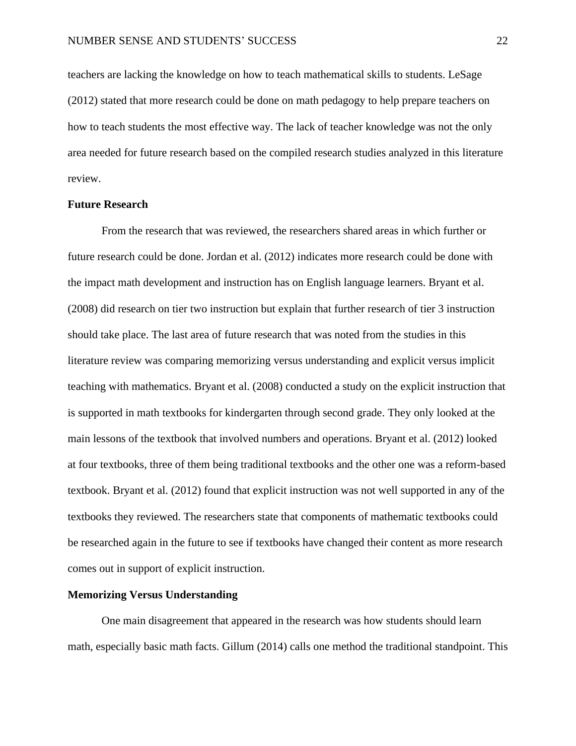teachers are lacking the knowledge on how to teach mathematical skills to students. LeSage (2012) stated that more research could be done on math pedagogy to help prepare teachers on how to teach students the most effective way. The lack of teacher knowledge was not the only area needed for future research based on the compiled research studies analyzed in this literature review.

## Future Research

From the research that was reviewed, the researchers shared areas in which further or future research could be done. Jordan et al. (2012) indicates more research could be done with the impact math development and instruction has on English language learners. Bryant et al. (2008) did research on tier two instruction but explain that further research of tier 3 instruction should take place. The last area of future research that was noted from the studies in this literature review was comparing memorizing versus understanding and explicit versus implicit teaching with mathematics. Bryant et al. (2008) conducted a study on the explicit instruction that is supported in math textbooks for kindergarten through second grade. They only looked at the main lessons of the textbook that involved numbers and operations. Bryant et al. (2012) looked at four textbooks, three of them being traditional textbooks and the other one was a reform-based textbook. Bryant et al. (2012) found that explicit instruction was not well supported in any of the textbooks they reviewed. The researchers state that components of mathematic textbooks could be researched again in the future to see if textbooks have changed their content as more research comes out in support of explicit instruction.

## Memorizing Versus Understanding

One main disagreement that appeared in the research was how students should learn math, especially basic math facts. Gillum (2014) calls one method the traditional standpoint. This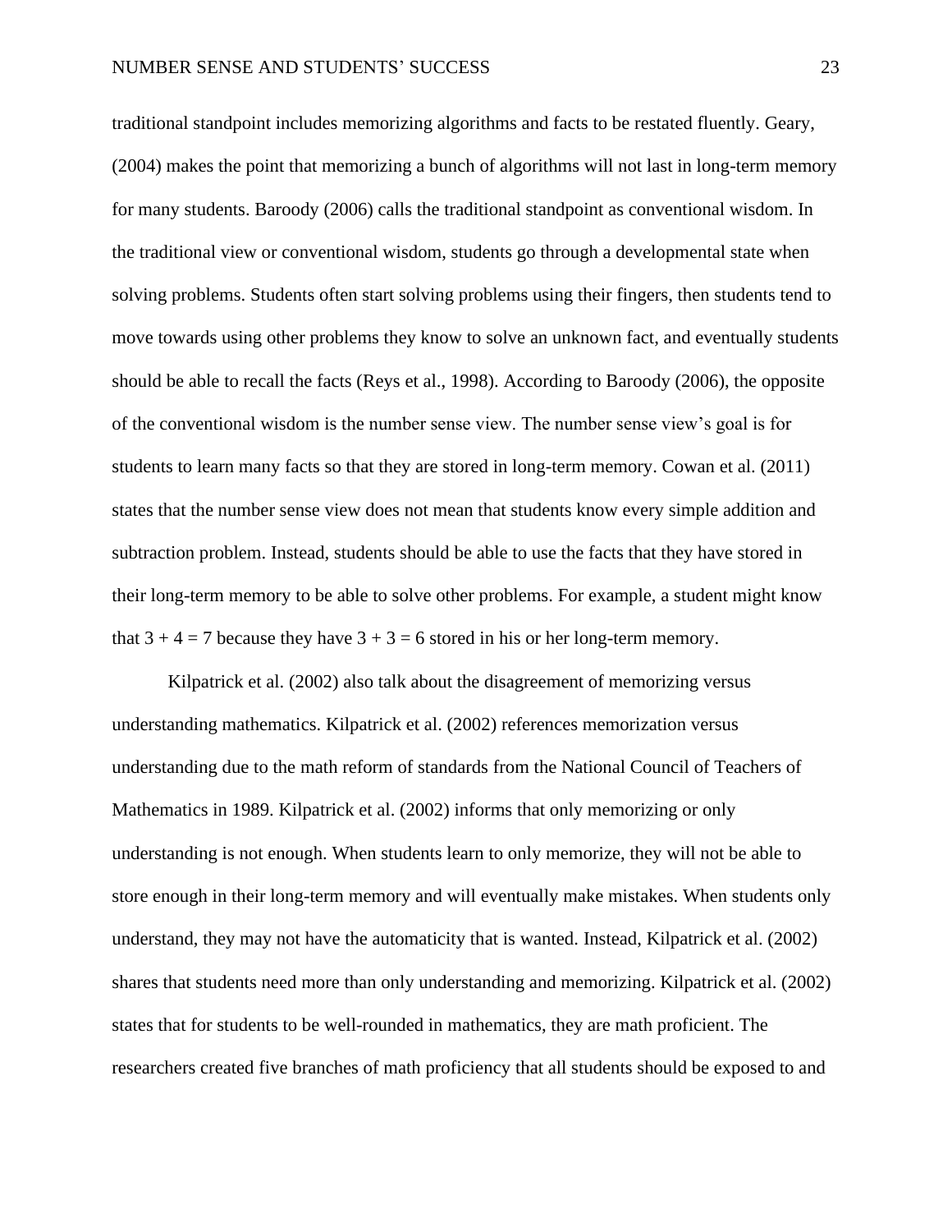traditional standpoint includes memorizing algorithms and facts to be restated fluently. Geary, (2004) makes the point that memorizing a bunch of algorithms will not last in long-term memory for many students. Baroody (2006) calls the traditional standpoint as conventional wisdom. In the traditional view or conventional wisdom, students go through a developmental state when solving problems. Students often start solving problems using their fingers, then students tend to move towards using other problems they know to solve an unknown fact, and eventually students should be able to recall the facts (Reys et al., 1998). According to Baroody (2006), the opposite of the conventional wisdom is the number sense view. The number sense view's goal is for students to learn many facts so that they are stored in long-term memory. Cowan et al. (2011) states that the number sense view does not mean that students know every simple addition and subtraction problem. Instead, students should be able to use the facts that they have stored in their long-term memory to be able to solve other problems. For example, a student might know that $3 + 4 = 7$ because they have $3 + 3 = 6$ stored in his or her long-term memory.

Kilpatrick et al. (2002) also talk about the disagreement of memorizing versus understanding mathematics. Kilpatrick et al. (2002) references memorization versus understanding due to the math reform of standards from the National Council of Teachers of Mathematics in 1989. Kilpatrick et al. (2002) informs that only memorizing or only understanding is not enough. When students learn to only memorize, they will not be able to store enough in their long-term memory and will eventually make mistakes. When students only understand, they may not have the automaticity that is wanted. Instead, Kilpatrick et al. (2002) shares that students need more than only understanding and memorizing. Kilpatrick et al. (2002) states that for students to be well-rounded in mathematics, they are math proficient. The researchers created five branches of math proficiency that all students should be exposed to and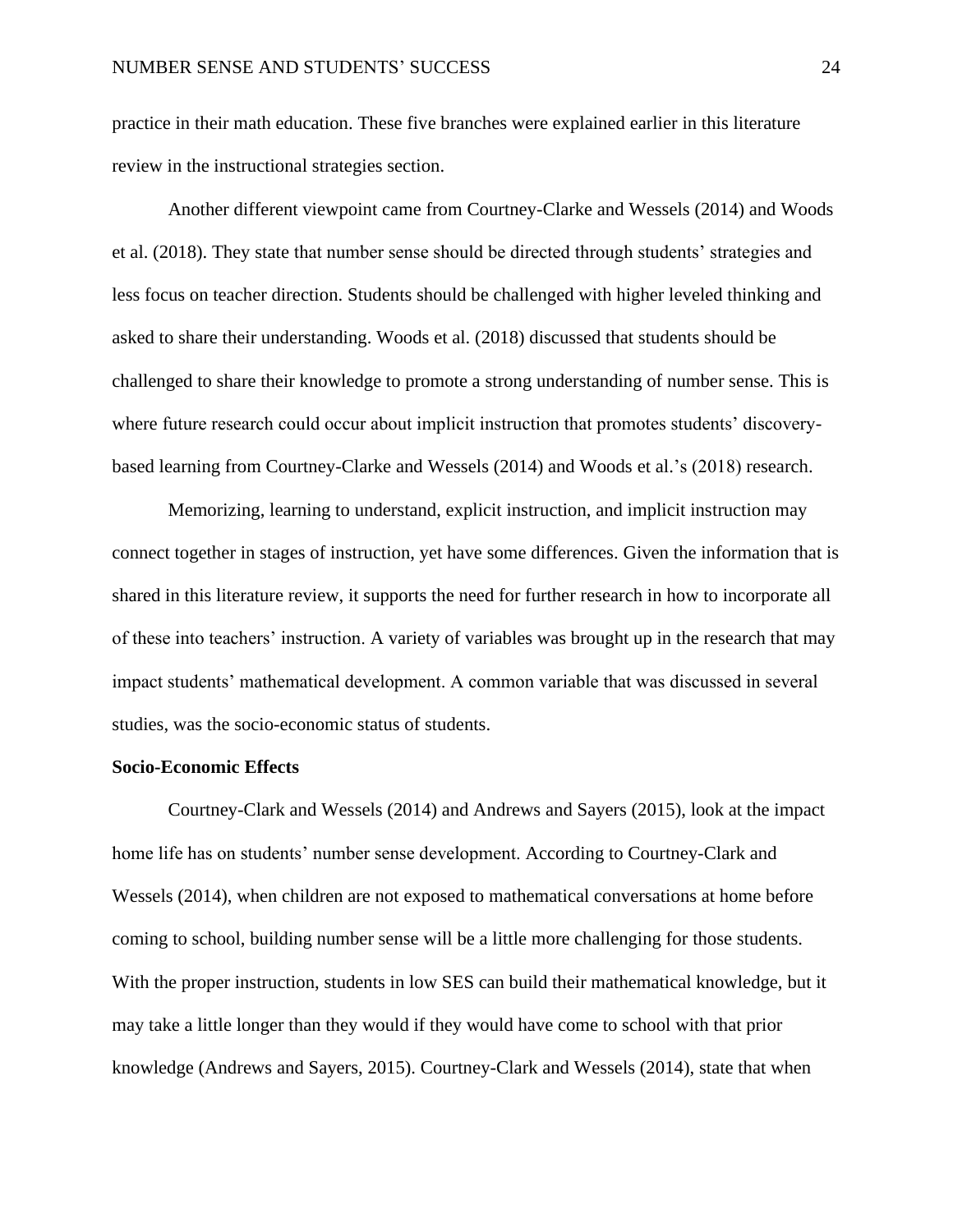practice in their math education. These five branches were explained earlier in this literature review in the instructional strategies section.

Another different viewpoint came from Courtney-Clarke and Wessels (2014) and Woods et al. (2018). They state that number sense should be directed through students' strategies and less focus on teacher direction. Students should be challenged with higher leveled thinking and asked to share their understanding. Woods et al. (2018) discussed that students should be challenged to share their knowledge to promote a strong understanding of number sense. This is where future research could occur about implicit instruction that promotes students' discovery-based learning from Courtney-Clarke and Wessels (2014) and Woods et al.'s (2018) research.

Memorizing, learning to understand, explicit instruction, and implicit instruction may connect together in stages of instruction, yet have some differences. Given the information that is shared in this literature review, it supports the need for further research in how to incorporate all of these into teachers' instruction. A variety of variables was brought up in the research that may impact students' mathematical development. A common variable that was discussed in several studies, was the socio-economic status of students.

**Socio-Economic Effects**

Courtney-Clark and Wessels (2014) and Andrews and Sayers (2015), look at the impact home life has on students' number sense development. According to Courtney-Clark and Wessels (2014), when children are not exposed to mathematical conversations at home before coming to school, building number sense will be a little more challenging for those students. With the proper instruction, students in low SES can build their mathematical knowledge, but it may take a little longer than they would if they would have come to school with that prior knowledge (Andrews and Sayers, 2015). Courtney-Clark and Wessels (2014), state that when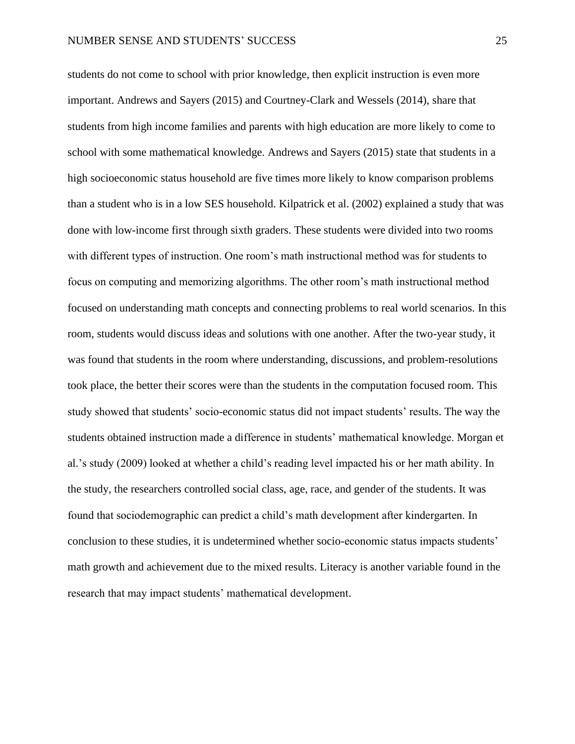students do not come to school with prior knowledge, then explicit instruction is even more important. Andrews and Sayers (2015) and Courtney-Clark and Wessels (2014), share that students from high income families and parents with high education are more likely to come to school with some mathematical knowledge. Andrews and Sayers (2015) state that students in a high socioeconomic status household are five times more likely to know comparison problems than a student who is in a low SES household. Kilpatrick et al. (2002) explained a study that was done with low-income first through sixth graders. These students were divided into two rooms with different types of instruction. One room's math instructional method was for students to focus on computing and memorizing algorithms. The other room's math instructional method focused on understanding math concepts and connecting problems to real world scenarios. In this room, students would discuss ideas and solutions with one another. After the two-year study, it was found that students in the room where understanding, discussions, and problem-resolutions took place, the better their scores were than the students in the computation focused room. This study showed that students' socio-economic status did not impact students' results. The way the students obtained instruction made a difference in students' mathematical knowledge. Morgan et al.'s study (2009) looked at whether a child's reading level impacted his or her math ability. In the study, the researchers controlled social class, age, race, and gender of the students. It was found that sociodemographic can predict a child's math development after kindergarten. In conclusion to these studies, it is undetermined whether socio-economic status impacts students' math growth and achievement due to the mixed results. Literacy is another variable found in the research that may impact students' mathematical development.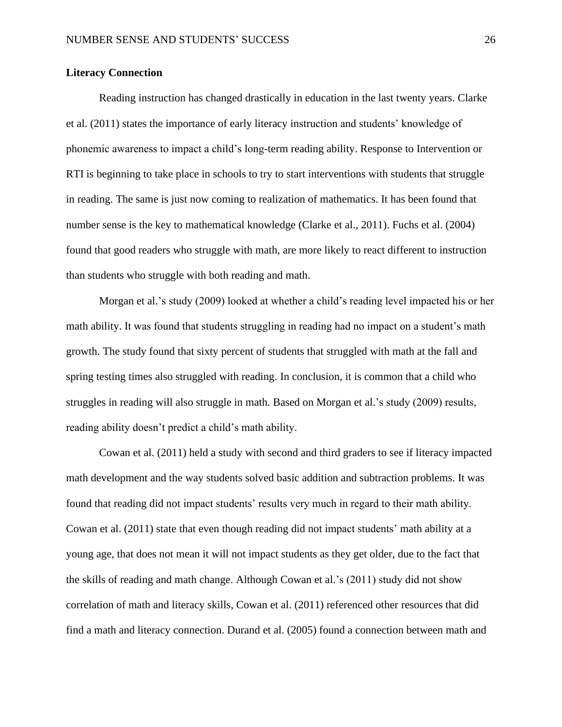**Literacy Connection**

Reading instruction has changed drastically in education in the last twenty years. Clarke et al. (2011) states the importance of early literacy instruction and students' knowledge of phonemic awareness to impact a child's long-term reading ability. Response to Intervention or RTI is beginning to take place in schools to try to start interventions with students that struggle in reading. The same is just now coming to realization of mathematics. It has been found that number sense is the key to mathematical knowledge (Clarke et al., 2011). Fuchs et al. (2004) found that good readers who struggle with math, are more likely to react different to instruction than students who struggle with both reading and math.

Morgan et al.'s study (2009) looked at whether a child's reading level impacted his or her math ability. It was found that students struggling in reading had no impact on a student's math growth. The study found that sixty percent of students that struggled with math at the fall and spring testing times also struggled with reading. In conclusion, it is common that a child who struggles in reading will also struggle in math. Based on Morgan et al.'s study (2009) results, reading ability doesn't predict a child's math ability.

Cowan et al. (2011) held a study with second and third graders to see if literacy impacted math development and the way students solved basic addition and subtraction problems. It was found that reading did not impact students' results very much in regard to their math ability. Cowan et al. (2011) state that even though reading did not impact students' math ability at a young age, that does not mean it will not impact students as they get older, due to the fact that the skills of reading and math change. Although Cowan et al.'s (2011) study did not show correlation of math and literacy skills, Cowan et al. (2011) referenced other resources that did find a math and literacy connection. Durand et al. (2005) found a connection between math and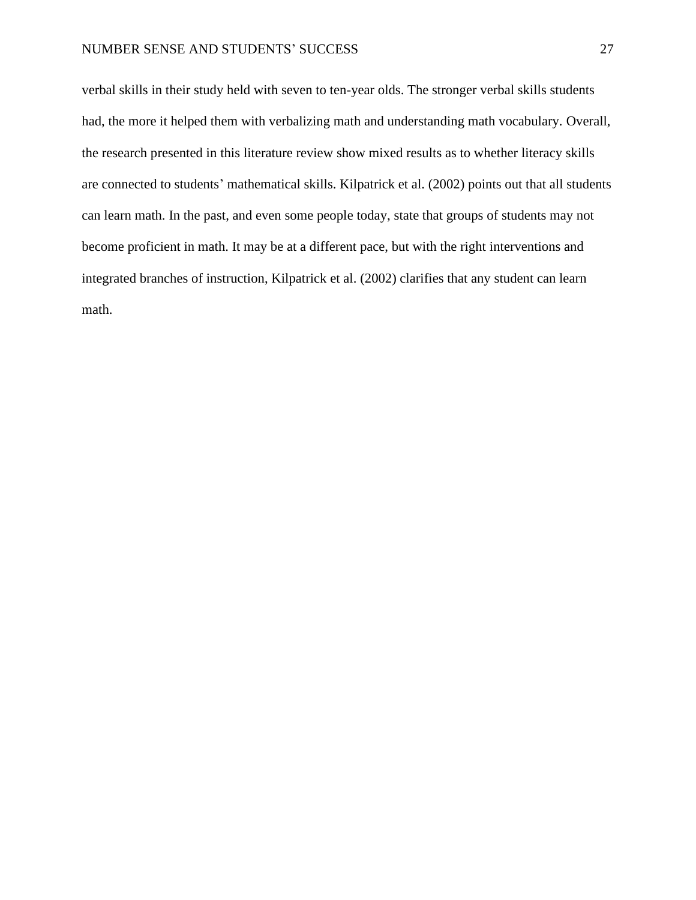verbal skills in their study held with seven to ten-year olds. The stronger verbal skills students had, the more it helped them with verbalizing math and understanding math vocabulary. Overall, the research presented in this literature review show mixed results as to whether literacy skills are connected to students' mathematical skills. Kilpatrick et al. (2002) points out that all students can learn math. In the past, and even some people today, state that groups of students may not become proficient in math. It may be at a different pace, but with the right interventions and integrated branches of instruction, Kilpatrick et al. (2002) clarifies that any student can learn math.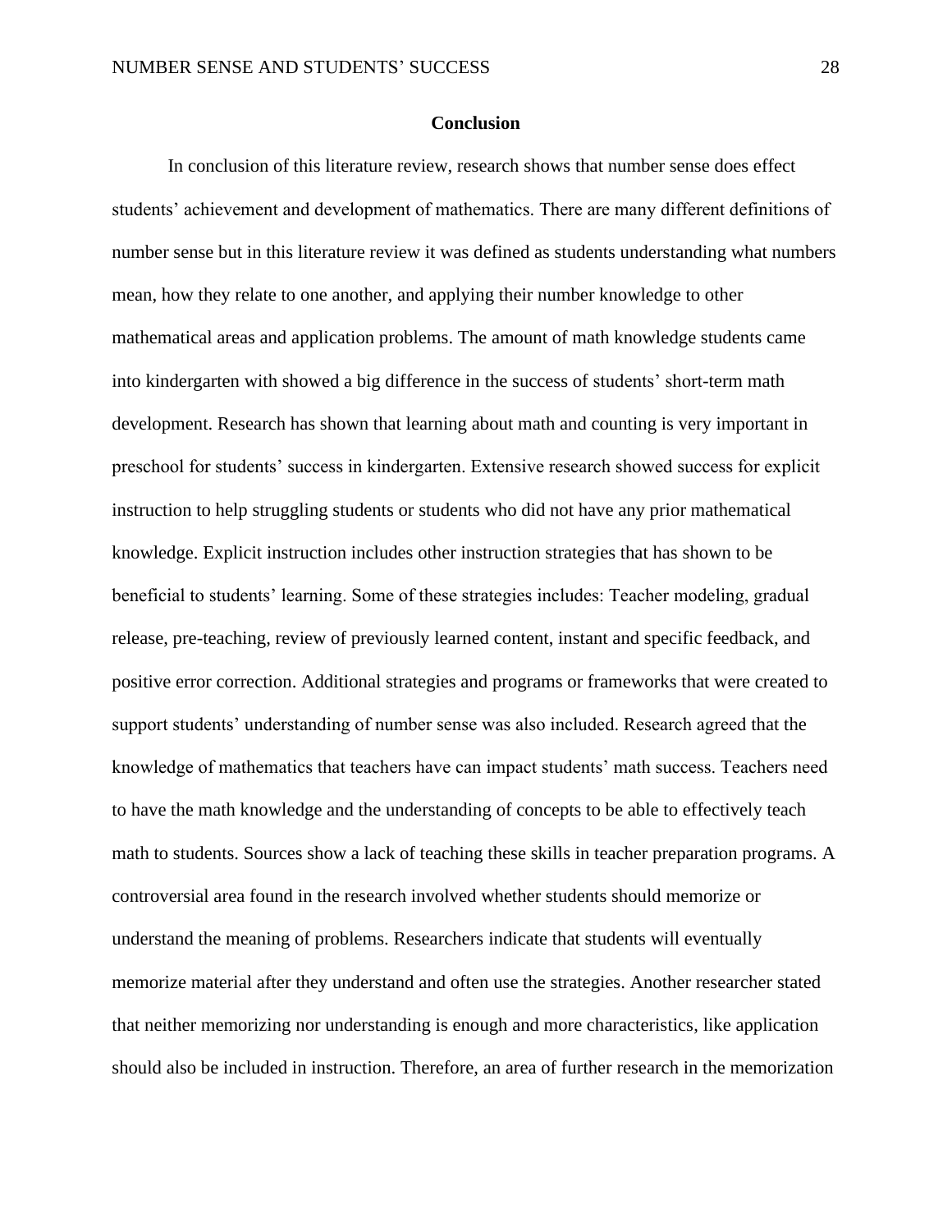## Conclusion

In conclusion of this literature review, research shows that number sense does effect students' achievement and development of mathematics. There are many different definitions of number sense but in this literature review it was defined as students understanding what numbers mean, how they relate to one another, and applying their number knowledge to other mathematical areas and application problems. The amount of math knowledge students came into kindergarten with showed a big difference in the success of students' short-term math development. Research has shown that learning about math and counting is very important in preschool for students' success in kindergarten. Extensive research showed success for explicit instruction to help struggling students or students who did not have any prior mathematical knowledge. Explicit instruction includes other instruction strategies that has shown to be beneficial to students' learning. Some of these strategies includes: Teacher modeling, gradual release, pre-teaching, review of previously learned content, instant and specific feedback, and positive error correction. Additional strategies and programs or frameworks that were created to support students' understanding of number sense was also included. Research agreed that the knowledge of mathematics that teachers have can impact students' math success. Teachers need to have the math knowledge and the understanding of concepts to be able to effectively teach math to students. Sources show a lack of teaching these skills in teacher preparation programs. A controversial area found in the research involved whether students should memorize or understand the meaning of problems. Researchers indicate that students will eventually memorize material after they understand and often use the strategies. Another researcher stated that neither memorizing nor understanding is enough and more characteristics, like application should also be included in instruction. Therefore, an area of further research in the memorization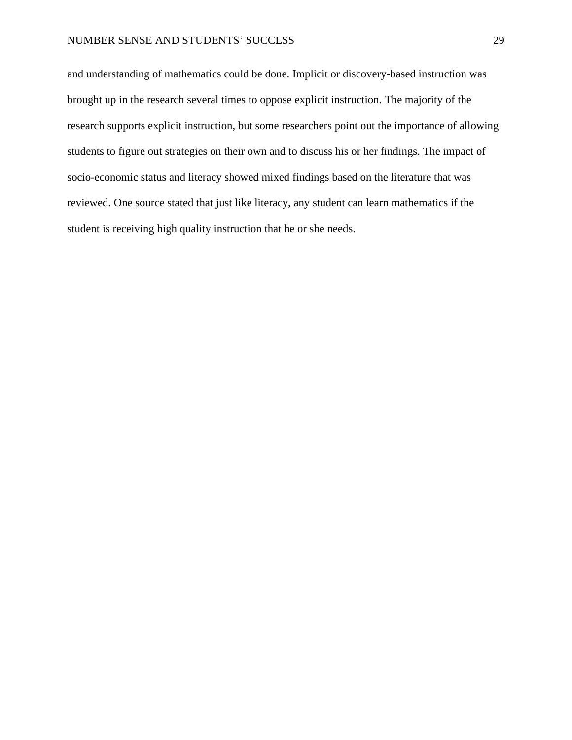and understanding of mathematics could be done. Implicit or discovery-based instruction was brought up in the research several times to oppose explicit instruction. The majority of the research supports explicit instruction, but some researchers point out the importance of allowing students to figure out strategies on their own and to discuss his or her findings. The impact of socio-economic status and literacy showed mixed findings based on the literature that was reviewed. One source stated that just like literacy, any student can learn mathematics if the student is receiving high quality instruction that he or she needs.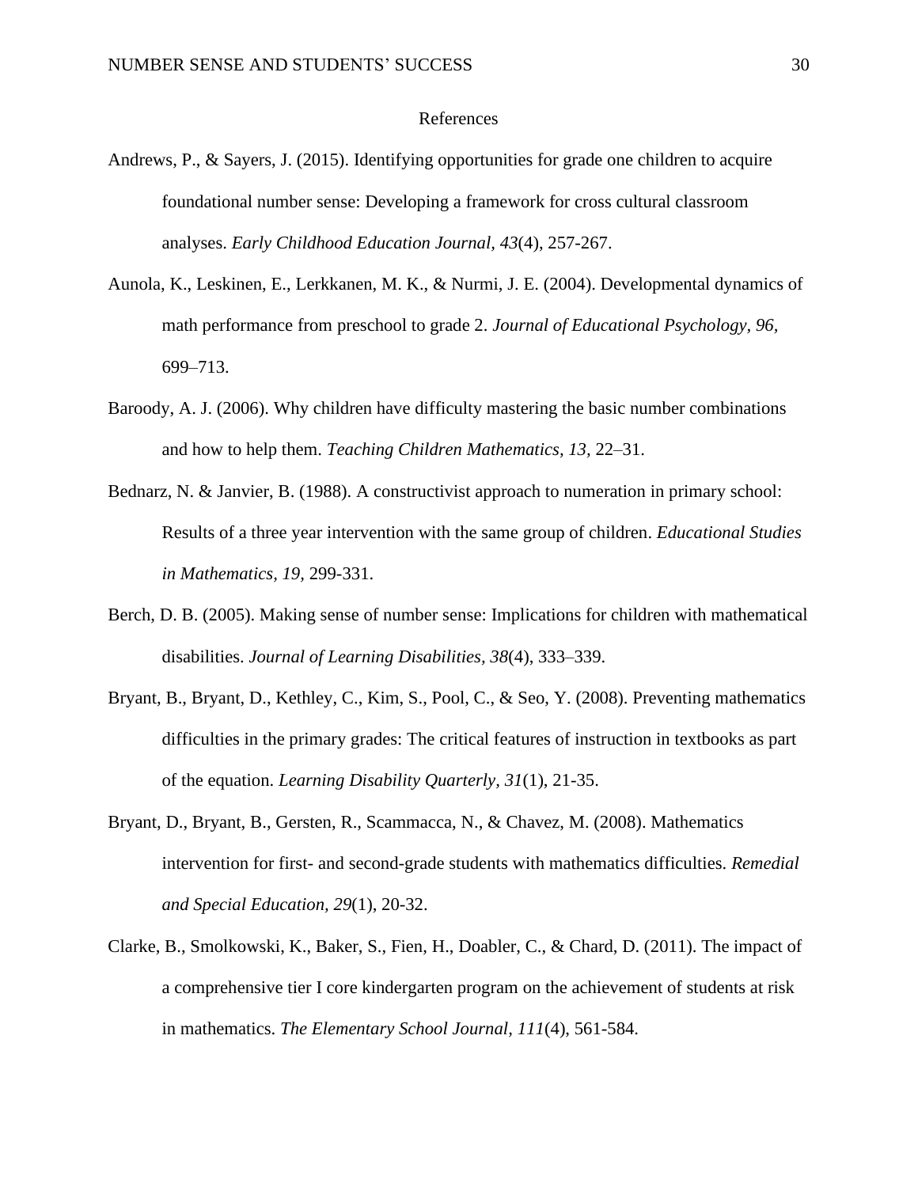# References

Andrews, P., & Sayers, J. (2015). Identifying opportunities for grade one children to acquire foundational number sense: Developing a framework for cross cultural classroom analyses. *Early Childhood Education Journal, 43*(4), 257-267.

Aunola, K., Leskinen, E., Lerkkanen, M. K., & Nurmi, J. E. (2004). Developmental dynamics of math performance from preschool to grade 2. *Journal of Educational Psychology, 96,* 699–713.

Baroody, A. J. (2006). Why children have difficulty mastering the basic number combinations and how to help them. *Teaching Children Mathematics, 13,* 22–31.

Bednarz, N. & Janvier, B. (1988). A constructivist approach to numeration in primary school: Results of a three year intervention with the same group of children. *Educational Studies in Mathematics, 19,* 299-331.

Berch, D. B. (2005). Making sense of number sense: Implications for children with mathematical disabilities. *Journal of Learning Disabilities, 38*(4), 333–339.

Bryant, B., Bryant, D., Kethley, C., Kim, S., Pool, C., & Seo, Y. (2008). Preventing mathematics difficulties in the primary grades: The critical features of instruction in textbooks as part of the equation. *Learning Disability Quarterly, 31*(1), 21-35.

Bryant, D., Bryant, B., Gersten, R., Scammacca, N., & Chavez, M. (2008). Mathematics intervention for first- and second-grade students with mathematics difficulties. *Remedial and Special Education, 29*(1), 20-32.

Clarke, B., Smolkowski, K., Baker, S., Fien, H., Doabler, C., & Chard, D. (2011). The impact of a comprehensive tier I core kindergarten program on the achievement of students at risk in mathematics. *The Elementary School Journal, 111*(4), 561-584.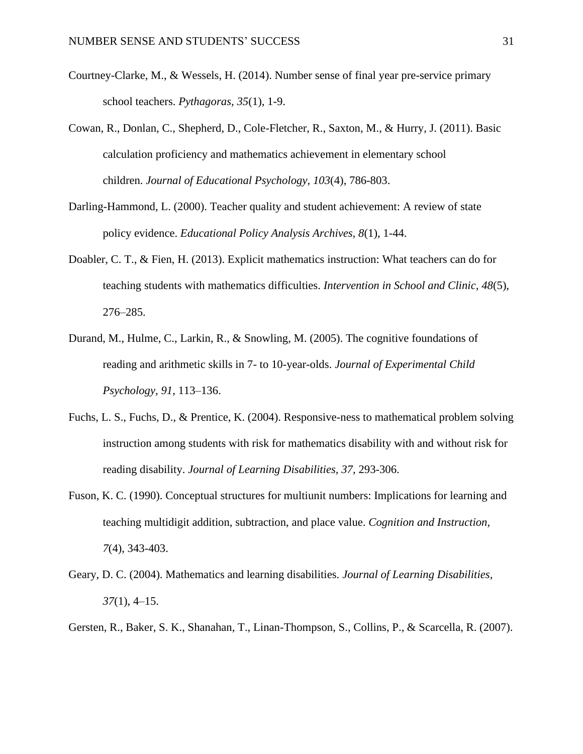Courtney-Clarke, M., & Wessels, H. (2014). Number sense of final year pre-service primary school teachers. *Pythagoras, 35*(1), 1-9.

Cowan, R., Donlan, C., Shepherd, D., Cole-Fletcher, R., Saxton, M., & Hurry, J. (2011). Basic calculation proficiency and mathematics achievement in elementary school children. *Journal of Educational Psychology, 103*(4), 786-803.

Darling-Hammond, L. (2000). Teacher quality and student achievement: A review of state policy evidence. *Educational Policy Analysis Archives, 8*(1), 1-44.

Doabler, C. T., & Fien, H. (2013). Explicit mathematics instruction: What teachers can do for teaching students with mathematics difficulties. *Intervention in School and Clinic*, *48*(5), 276–285.

Durand, M., Hulme, C., Larkin, R., & Snowling, M. (2005). The cognitive foundations of reading and arithmetic skills in 7- to 10-year-olds. *Journal of Experimental Child Psychology, 91*, 113–136.

Fuchs, L. S., Fuchs, D., & Prentice, K. (2004). Responsive-ness to mathematical problem solving instruction among students with risk for mathematics disability with and without risk for reading disability. *Journal of Learning Disabilities, 37*, 293-306.

Fuson, K. C. (1990). Conceptual structures for multiunit numbers: Implications for learning and teaching multidigit addition, subtraction, and place value. *Cognition and Instruction, 7*(4), 343-403.

Geary, D. C. (2004). Mathematics and learning disabilities. *Journal of Learning Disabilities, 37*(1), 4–15.

Gersten, R., Baker, S. K., Shanahan, T., Linan-Thompson, S., Collins, P., & Scarcella, R. (2007).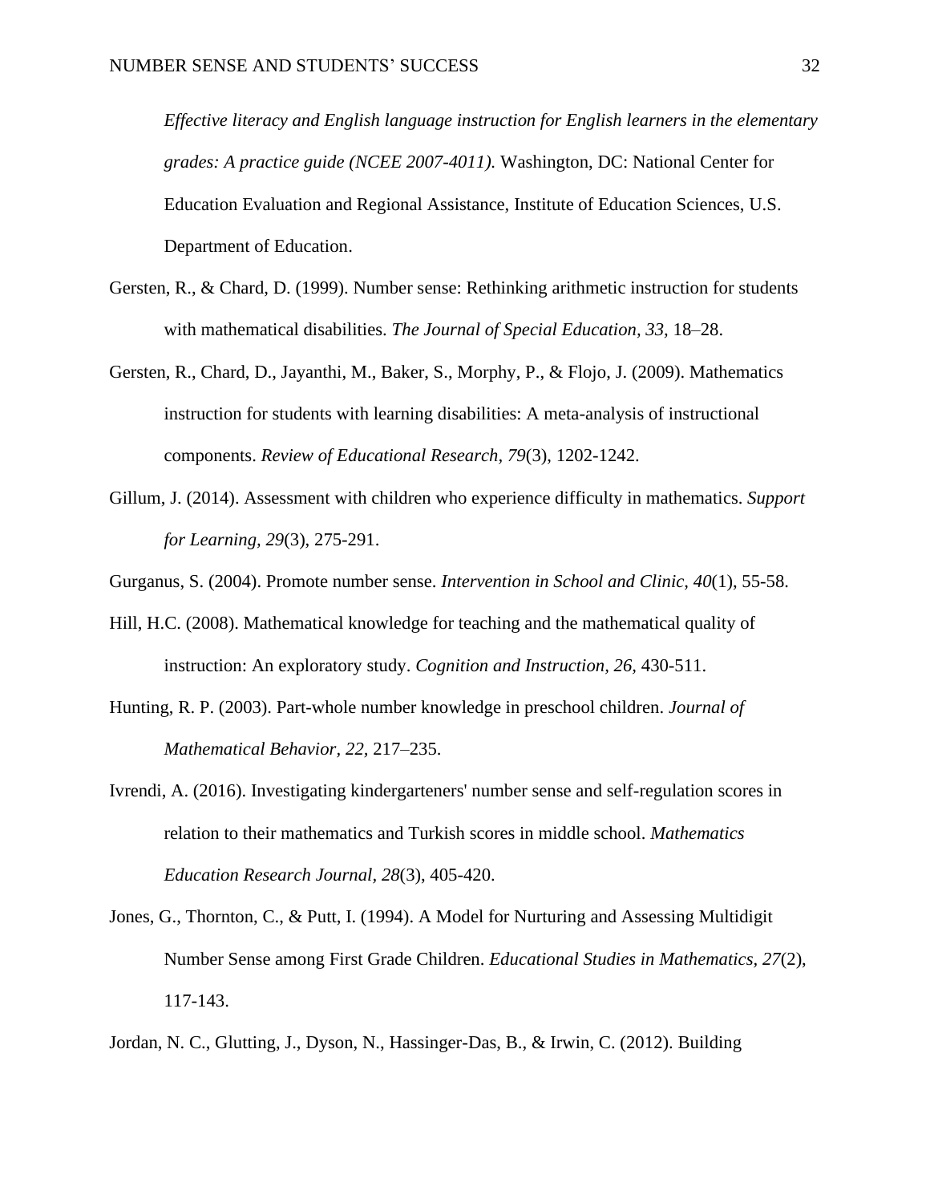*Effective literacy and English language instruction for English learners in the elementary grades: A practice guide (NCEE 2007-4011).* Washington, DC: National Center for Education Evaluation and Regional Assistance, Institute of Education Sciences, U.S. Department of Education.

Gersten, R., & Chard, D. (1999). Number sense: Rethinking arithmetic instruction for students with mathematical disabilities. *The Journal of Special Education, 33,* 18–28.

Gersten, R., Chard, D., Jayanthi, M., Baker, S., Morphy, P., & Flojo, J. (2009). Mathematics instruction for students with learning disabilities: A meta-analysis of instructional components. *Review of Educational Research, 79*(3), 1202-1242.

Gillum, J. (2014). Assessment with children who experience difficulty in mathematics. *Support for Learning, 29*(3), 275-291.

Gurganus, S. (2004). Promote number sense. *Intervention in School and Clinic, 40*(1), 55-58.

Hill, H.C. (2008). Mathematical knowledge for teaching and the mathematical quality of instruction: An exploratory study. *Cognition and Instruction, 26,* 430-511.

Hunting, R. P. (2003). Part-whole number knowledge in preschool children. *Journal of Mathematical Behavior*, *22,* 217–235.

Ivrendi, A. (2016). Investigating kindergarteners' number sense and self-regulation scores in relation to their mathematics and Turkish scores in middle school. *Mathematics Education Research Journal, 28*(3), 405-420.

Jones, G., Thornton, C., & Putt, I. (1994). A Model for Nurturing and Assessing Multidigit Number Sense among First Grade Children. *Educational Studies in Mathematics, 27*(2), 117-143.

Jordan, N. C., Glutting, J., Dyson, N., Hassinger-Das, B., & Irwin, C. (2012). Building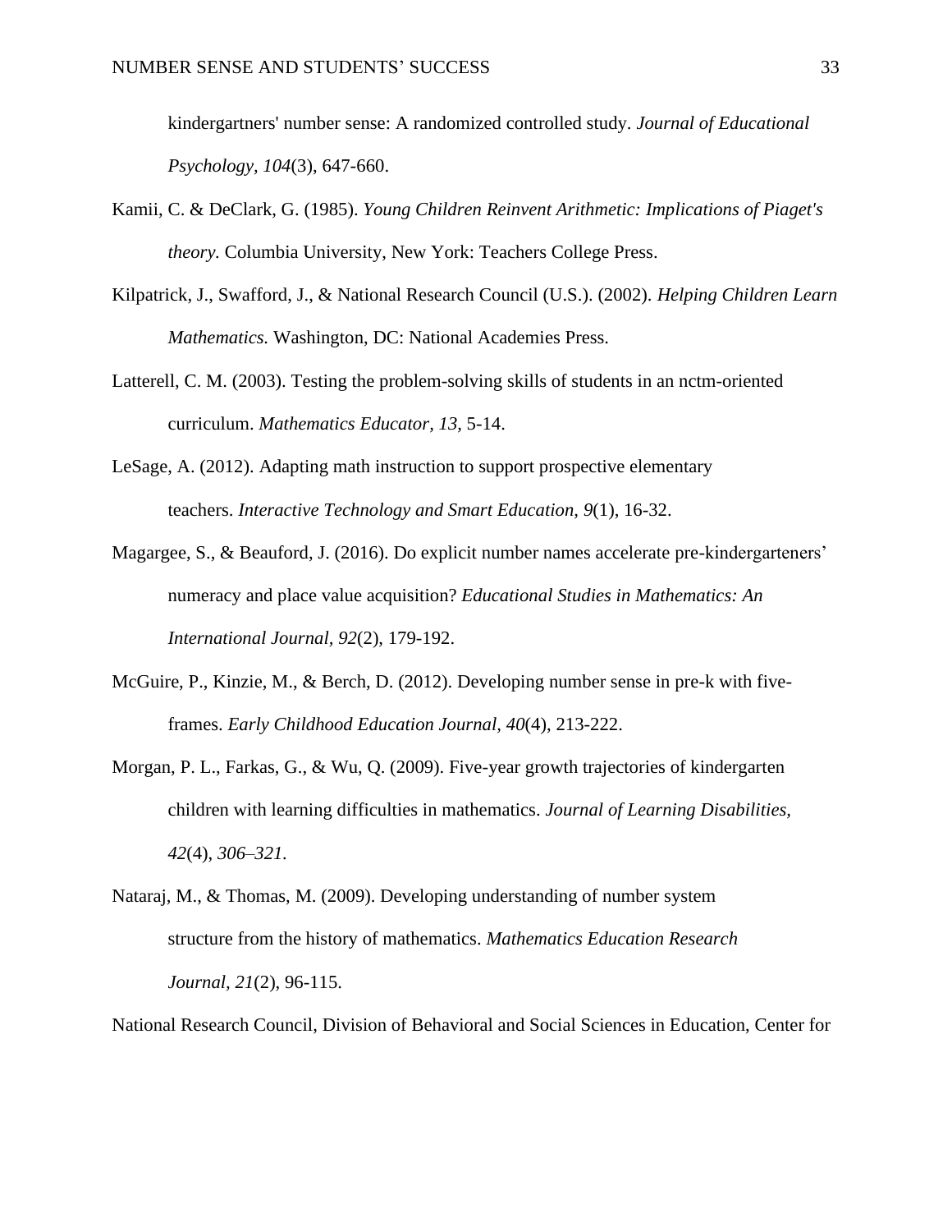kindergartners' number sense: A randomized controlled study. *Journal of Educational Psychology, 104*(3), 647-660.

Kamii, C. & DeClark, G. (1985). *Young Children Reinvent Arithmetic: Implications of Piaget's theory.* Columbia University, New York: Teachers College Press.

Kilpatrick, J., Swafford, J., & National Research Council (U.S.). (2002). *Helping Children Learn Mathematics.* Washington, DC: National Academies Press.

Latterell, C. M. (2003). Testing the problem-solving skills of students in an nctm-oriented curriculum. *Mathematics Educator, 13,* 5-14.

LeSage, A. (2012). Adapting math instruction to support prospective elementary teachers. *Interactive Technology and Smart Education, 9*(1), 16-32.

Magargee, S., & Beauford, J. (2016). Do explicit number names accelerate pre-kindergarteners' numeracy and place value acquisition? *Educational Studies in Mathematics: An International Journal, 92*(2), 179-192.

McGuire, P., Kinzie, M., & Berch, D. (2012). Developing number sense in pre-k with five-frames. *Early Childhood Education Journal, 40*(4), 213-222.

Morgan, P. L., Farkas, G., & Wu, Q. (2009). Five-year growth trajectories of kindergarten children with learning difficulties in mathematics. *Journal of Learning Disabilities, 42*(4), *306–321.*

Nataraj, M., & Thomas, M. (2009). Developing understanding of number system structure from the history of mathematics. *Mathematics Education Research Journal, 21*(2), 96-115.

National Research Council, Division of Behavioral and Social Sciences in Education, Center for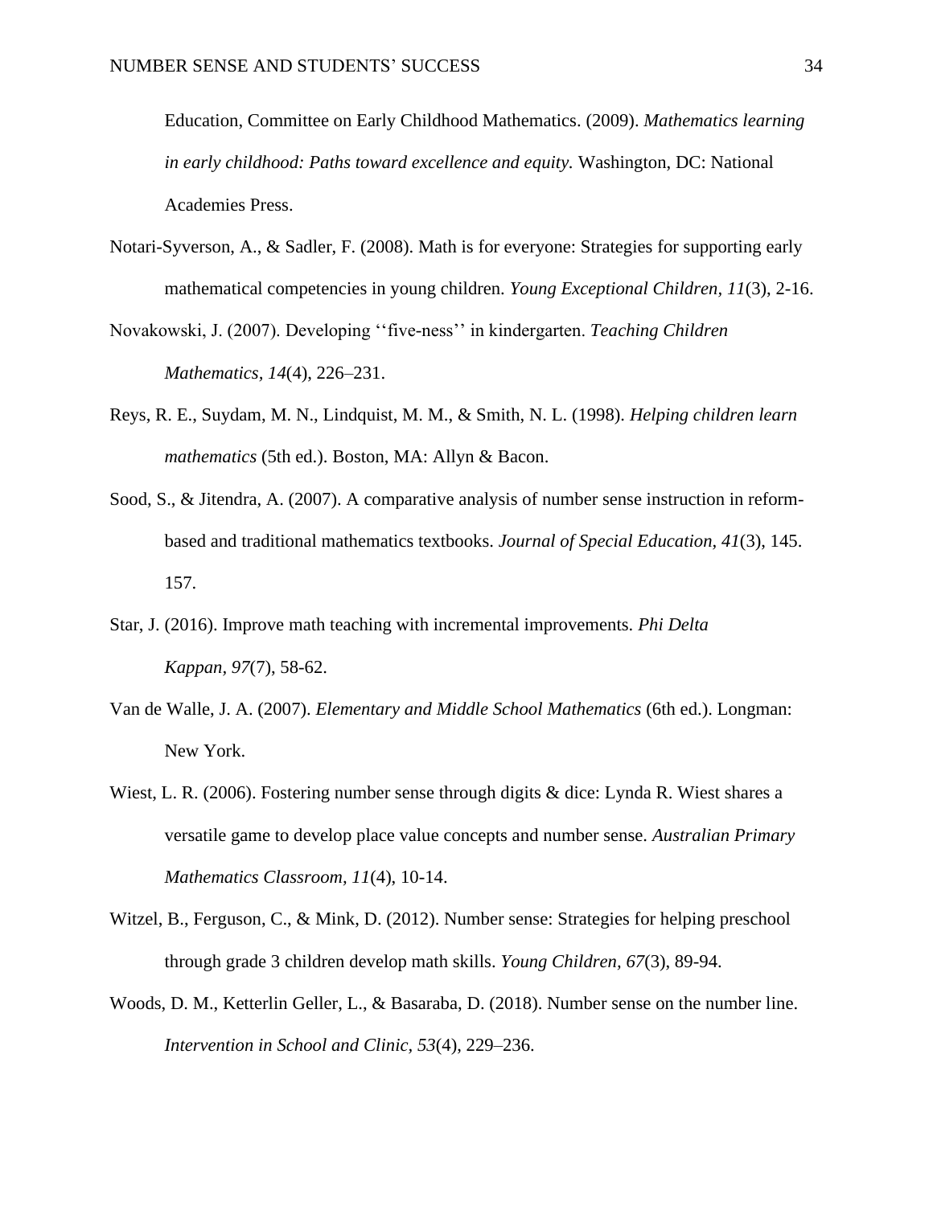Education, Committee on Early Childhood Mathematics. (2009). *Mathematics learning in early childhood: Paths toward excellence and equity.* Washington, DC: National Academies Press.

Notari-Syverson, A., & Sadler, F. (2008). Math is for everyone: Strategies for supporting early mathematical competencies in young children. *Young Exceptional Children, 11*(3), 2-16.

Novakowski, J. (2007). Developing ''five-ness'' in kindergarten. *Teaching Children Mathematics, 14*(4), 226–231.

Reys, R. E., Suydam, M. N., Lindquist, M. M., & Smith, N. L. (1998). *Helping children learn mathematics* (5th ed.). Boston, MA: Allyn & Bacon.

Sood, S., & Jitendra, A. (2007). A comparative analysis of number sense instruction in reform-based and traditional mathematics textbooks. *Journal of Special Education, 41*(3), 145. 157.

Star, J. (2016). Improve math teaching with incremental improvements. *Phi Delta Kappan, 97*(7), 58-62.

Van de Walle, J. A. (2007). *Elementary and Middle School Mathematics* (6th ed.). Longman: New York.

Wiest, L. R. (2006). Fostering number sense through digits & dice: Lynda R. Wiest shares a versatile game to develop place value concepts and number sense. *Australian Primary Mathematics Classroom, 11*(4), 10-14.

Witzel, B., Ferguson, C., & Mink, D. (2012). Number sense: Strategies for helping preschool through grade 3 children develop math skills. *Young Children, 67*(3), 89-94.

Woods, D. M., Ketterlin Geller, L., & Basaraba, D. (2018). Number sense on the number line. *Intervention in School and Clinic, 53*(4), 229–236.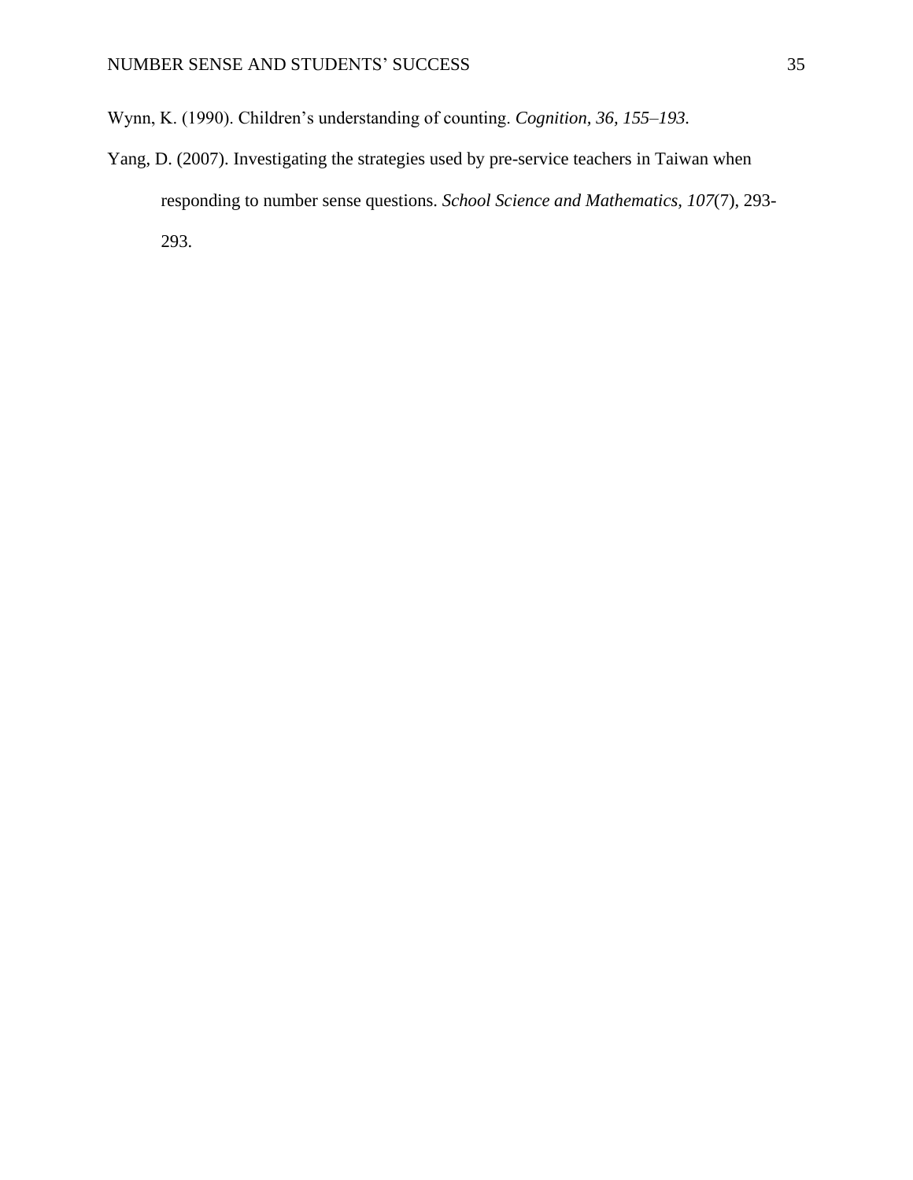Wynn, K. (1990). Children's understanding of counting. *Cognition, 36, 155–193.*

Yang, D. (2007). Investigating the strategies used by pre-service teachers in Taiwan when responding to number sense questions. *School Science and Mathematics, 107*(7), 293-293.